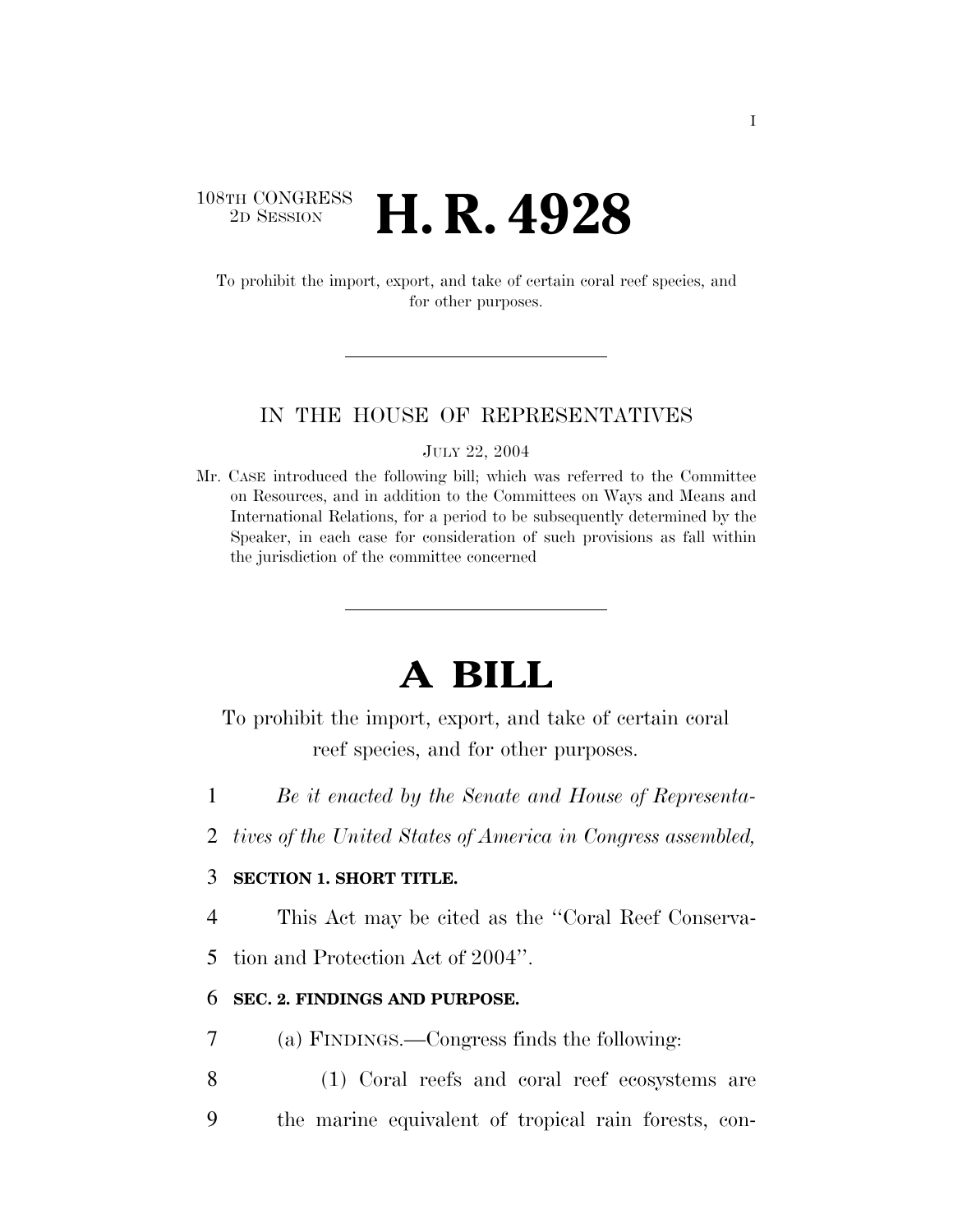108TH CONGRESS
2D SESSION

# H. R. 4928

To prohibit the import, export, and take of certain coral reef species, and for other purposes.

IN THE HOUSE OF REPRESENTATIVES

JULY 22, 2004

Mr. CASE introduced the following bill; which was referred to the Committee on Resources, and in addition to the Committees on Ways and Means and International Relations, for a period to be subsequently determined by the Speaker, in each case for consideration of such provisions as fall within the jurisdiction of the committee concerned

# A BILL

To prohibit the import, export, and take of certain coral reef species, and for other purposes.

*Be it enacted by the Senate and House of Representatives of the United States of America in Congress assembled,*

**SECTION 1. SHORT TITLE.**

This Act may be cited as the ''Coral Reef Conservation and Protection Act of 2004''.

**SEC. 2. FINDINGS AND PURPOSE.**

(a) FINDINGS.—Congress finds the following:

(1) Coral reefs and coral reef ecosystems are the marine equivalent of tropical rain forests, con-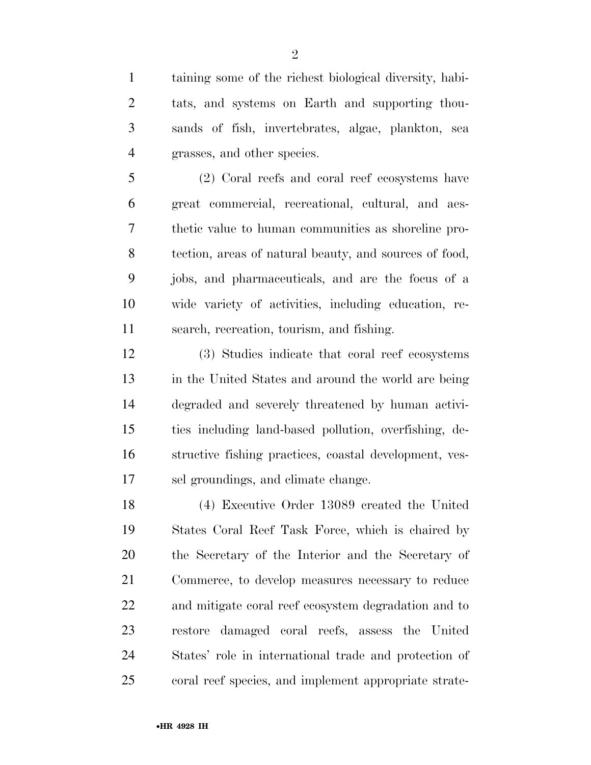taining some of the richest biological diversity, habitats, and systems on Earth and supporting thousands of fish, invertebrates, algae, plankton, sea grasses, and other species.

(2) Coral reefs and coral reef ecosystems have great commercial, recreational, cultural, and aesthetic value to human communities as shoreline protection, areas of natural beauty, and sources of food, jobs, and pharmaceuticals, and are the focus of a wide variety of activities, including education, research, recreation, tourism, and fishing.

(3) Studies indicate that coral reef ecosystems in the United States and around the world are being degraded and severely threatened by human activities including land-based pollution, overfishing, destructive fishing practices, coastal development, vessel groundings, and climate change.

(4) Executive Order 13089 created the United States Coral Reef Task Force, which is chaired by the Secretary of the Interior and the Secretary of Commerce, to develop measures necessary to reduce and mitigate coral reef ecosystem degradation and to restore damaged coral reefs, assess the United States' role in international trade and protection of coral reef species, and implement appropriate strate-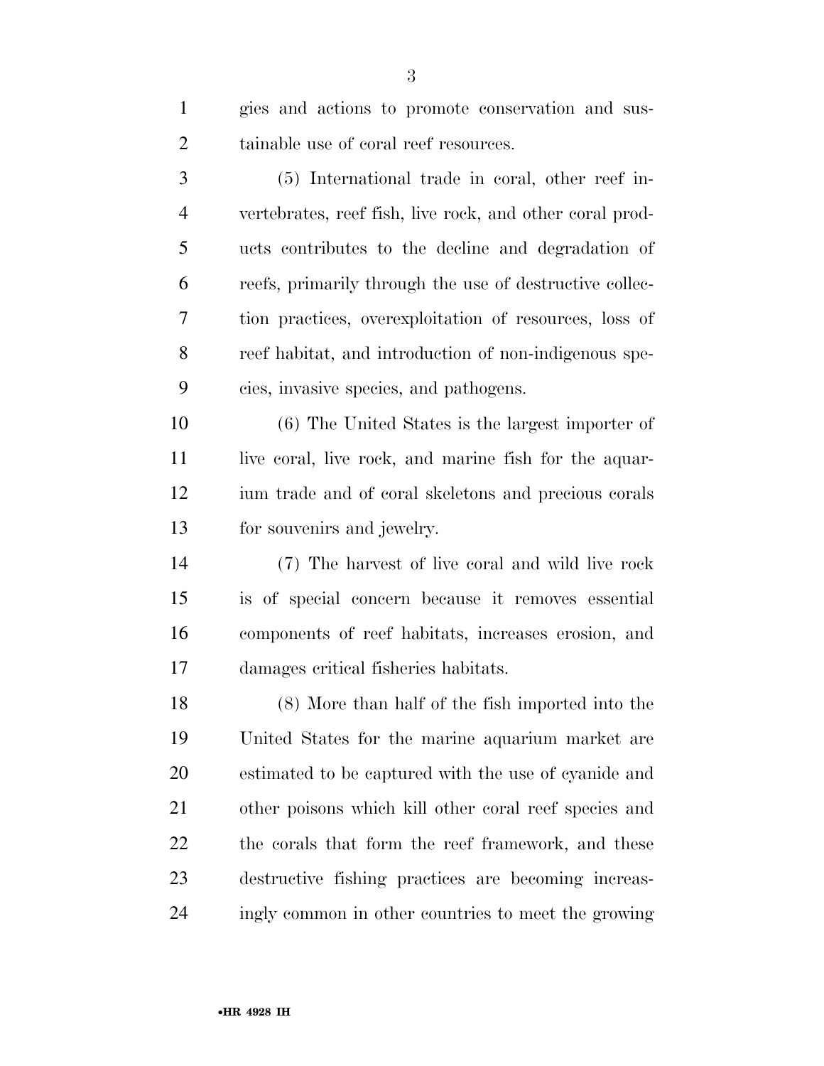gies and actions to promote conservation and sustainable use of coral reef resources.

(5) International trade in coral, other reef invertebrates, reef fish, live rock, and other coral products contributes to the decline and degradation of reefs, primarily through the use of destructive collection practices, overexploitation of resources, loss of reef habitat, and introduction of non-indigenous species, invasive species, and pathogens.

(6) The United States is the largest importer of live coral, live rock, and marine fish for the aquarium trade and of coral skeletons and precious corals for souvenirs and jewelry.

(7) The harvest of live coral and wild live rock is of special concern because it removes essential components of reef habitats, increases erosion, and damages critical fisheries habitats.

(8) More than half of the fish imported into the United States for the marine aquarium market are estimated to be captured with the use of cyanide and other poisons which kill other coral reef species and the corals that form the reef framework, and these destructive fishing practices are becoming increasingly common in other countries to meet the growing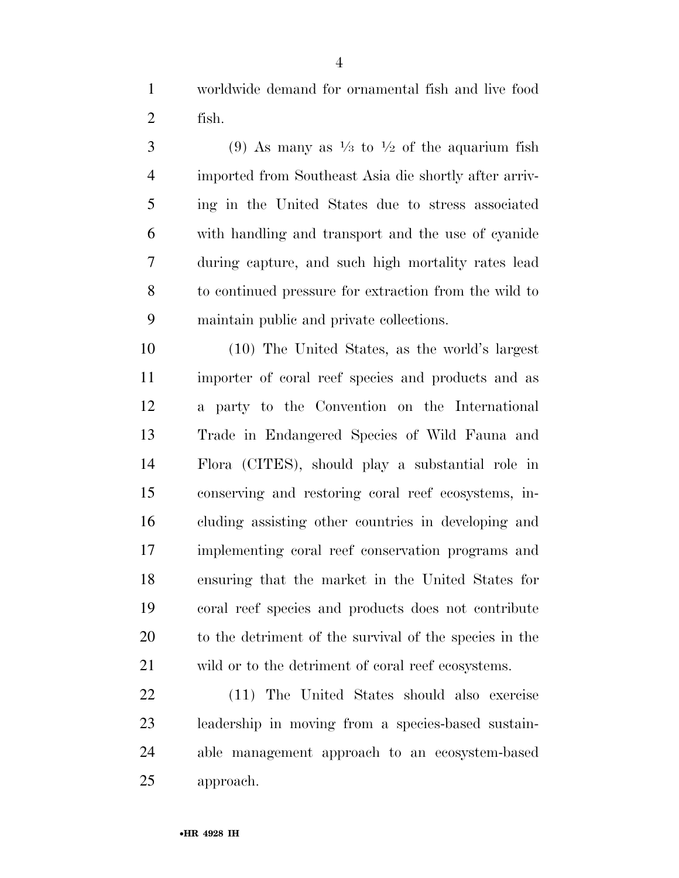worldwide demand for ornamental fish and live food fish.

(9) As many as ⅓ to ½ of the aquarium fish imported from Southeast Asia die shortly after arriving in the United States due to stress associated with handling and transport and the use of cyanide during capture, and such high mortality rates lead to continued pressure for extraction from the wild to maintain public and private collections.

(10) The United States, as the world's largest importer of coral reef species and products and as a party to the Convention on the International Trade in Endangered Species of Wild Fauna and Flora (CITES), should play a substantial role in conserving and restoring coral reef ecosystems, including assisting other countries in developing and implementing coral reef conservation programs and ensuring that the market in the United States for coral reef species and products does not contribute to the detriment of the survival of the species in the wild or to the detriment of coral reef ecosystems.

(11) The United States should also exercise leadership in moving from a species-based sustainable management approach to an ecosystem-based approach.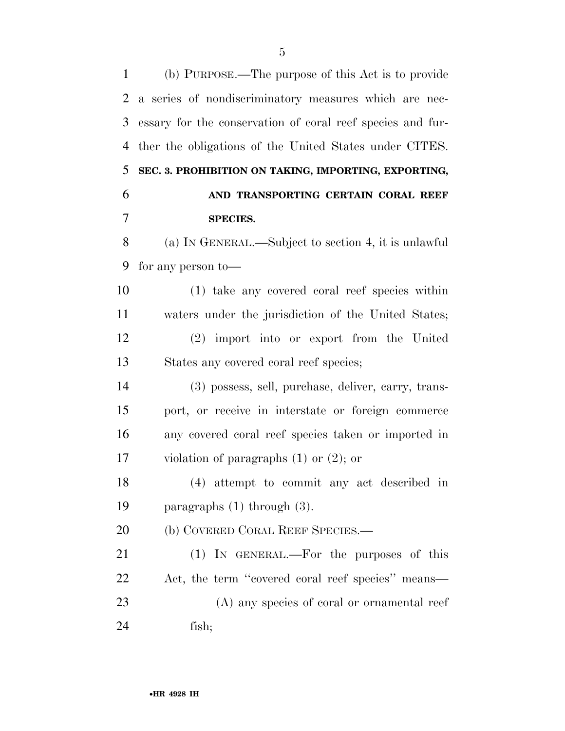(b) PURPOSE.—The purpose of this Act is to provide a series of nondiscriminatory measures which are necessary for the conservation of coral reef species and further the obligations of the United States under CITES.

**SEC. 3. PROHIBITION ON TAKING, IMPORTING, EXPORTING, AND TRANSPORTING CERTAIN CORAL REEF SPECIES.**

(a) IN GENERAL.—Subject to section 4, it is unlawful for any person to—

(1) take any covered coral reef species within waters under the jurisdiction of the United States;

(2) import into or export from the United States any covered coral reef species;

(3) possess, sell, purchase, deliver, carry, transport, or receive in interstate or foreign commerce any covered coral reef species taken or imported in violation of paragraphs (1) or (2); or

(4) attempt to commit any act described in paragraphs (1) through (3).

(b) COVERED CORAL REEF SPECIES.—

(1) IN GENERAL.—For the purposes of this Act, the term ''covered coral reef species'' means—

(A) any species of coral or ornamental reef fish;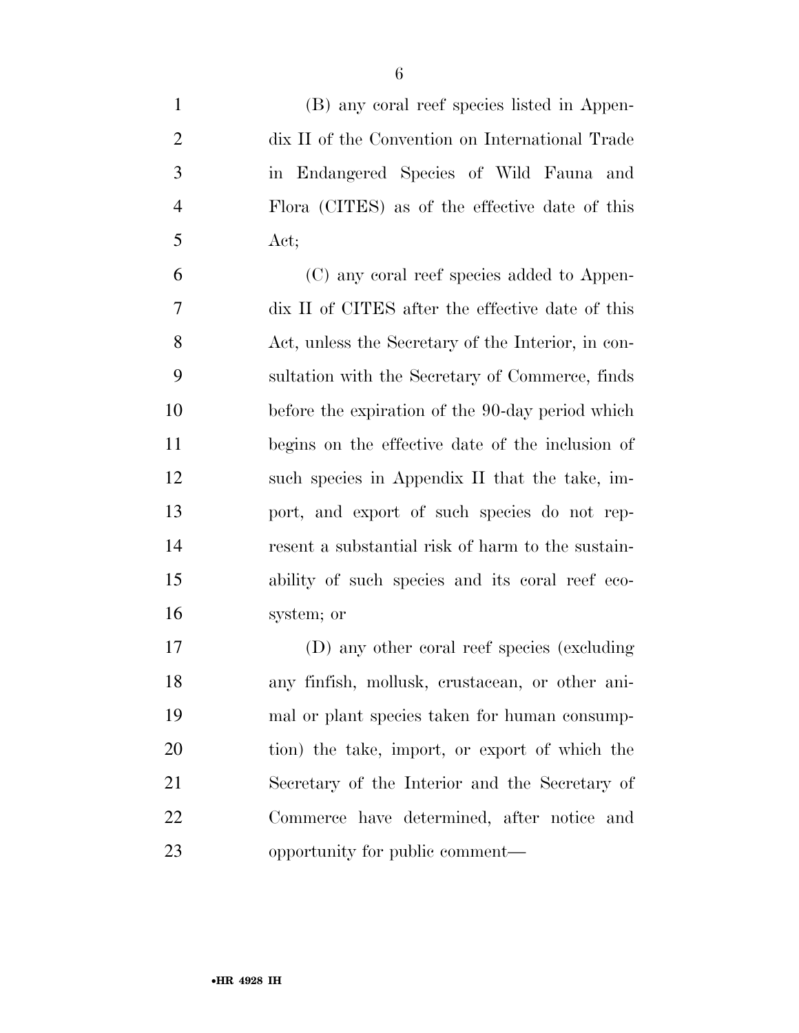(B) any coral reef species listed in Appendix II of the Convention on International Trade in Endangered Species of Wild Fauna and Flora (CITES) as of the effective date of this Act;

(C) any coral reef species added to Appendix II of CITES after the effective date of this Act, unless the Secretary of the Interior, in consultation with the Secretary of Commerce, finds before the expiration of the 90-day period which begins on the effective date of the inclusion of such species in Appendix II that the take, import, and export of such species do not represent a substantial risk of harm to the sustainability of such species and its coral reef ecosystem; or

(D) any other coral reef species (excluding any finfish, mollusk, crustacean, or other animal or plant species taken for human consumption) the take, import, or export of which the Secretary of the Interior and the Secretary of Commerce have determined, after notice and opportunity for public comment—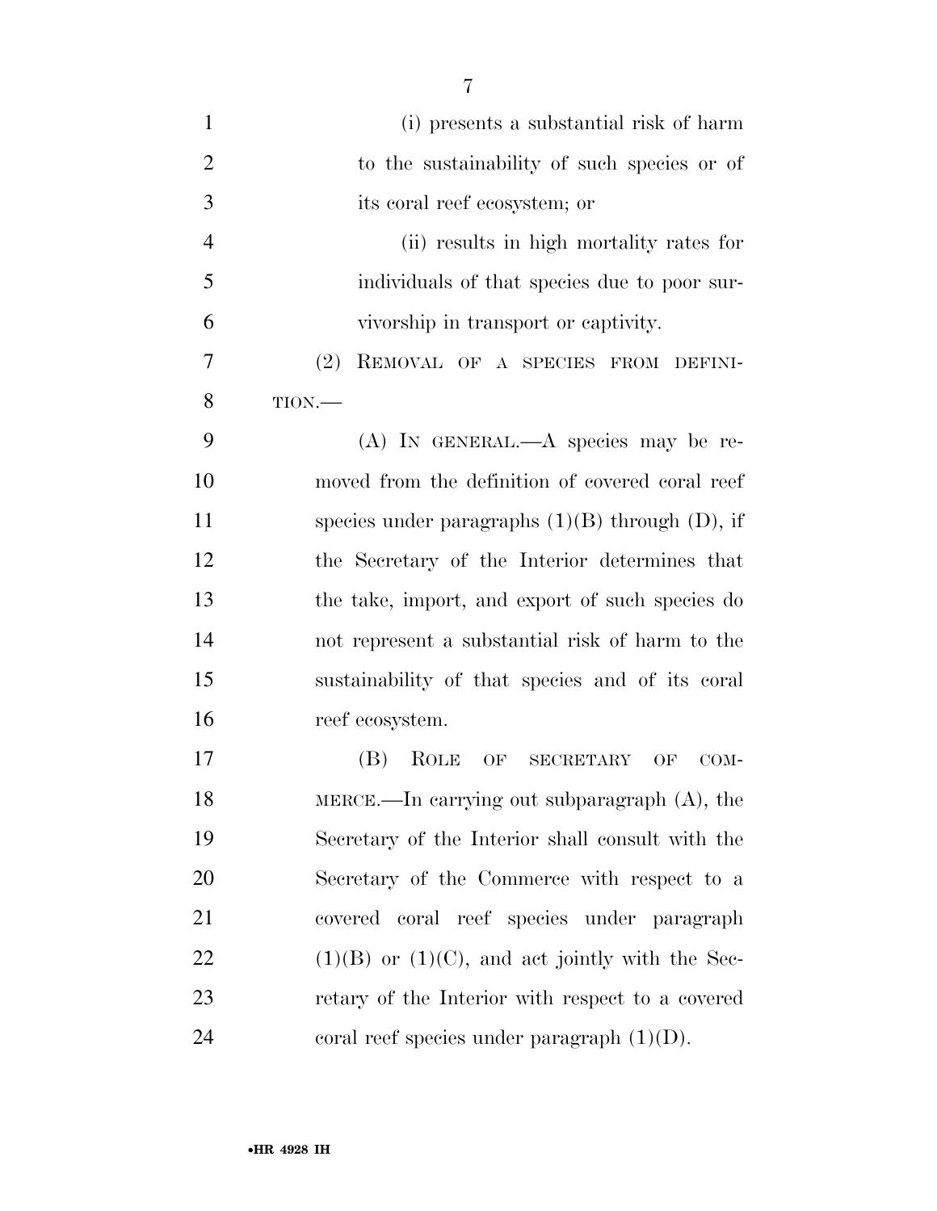(i) presents a substantial risk of harm to the sustainability of such species or of its coral reef ecosystem; or

(ii) results in high mortality rates for individuals of that species due to poor survivorship in transport or captivity.

(2) REMOVAL OF A SPECIES FROM DEFINITION.—

(A) IN GENERAL.—A species may be removed from the definition of covered coral reef species under paragraphs (1)(B) through (D), if the Secretary of the Interior determines that the take, import, and export of such species do not represent a substantial risk of harm to the sustainability of that species and of its coral reef ecosystem.

(B) ROLE OF SECRETARY OF COMMERCE.—In carrying out subparagraph (A), the Secretary of the Interior shall consult with the Secretary of the Commerce with respect to a covered coral reef species under paragraph (1)(B) or (1)(C), and act jointly with the Secretary of the Interior with respect to a covered coral reef species under paragraph (1)(D).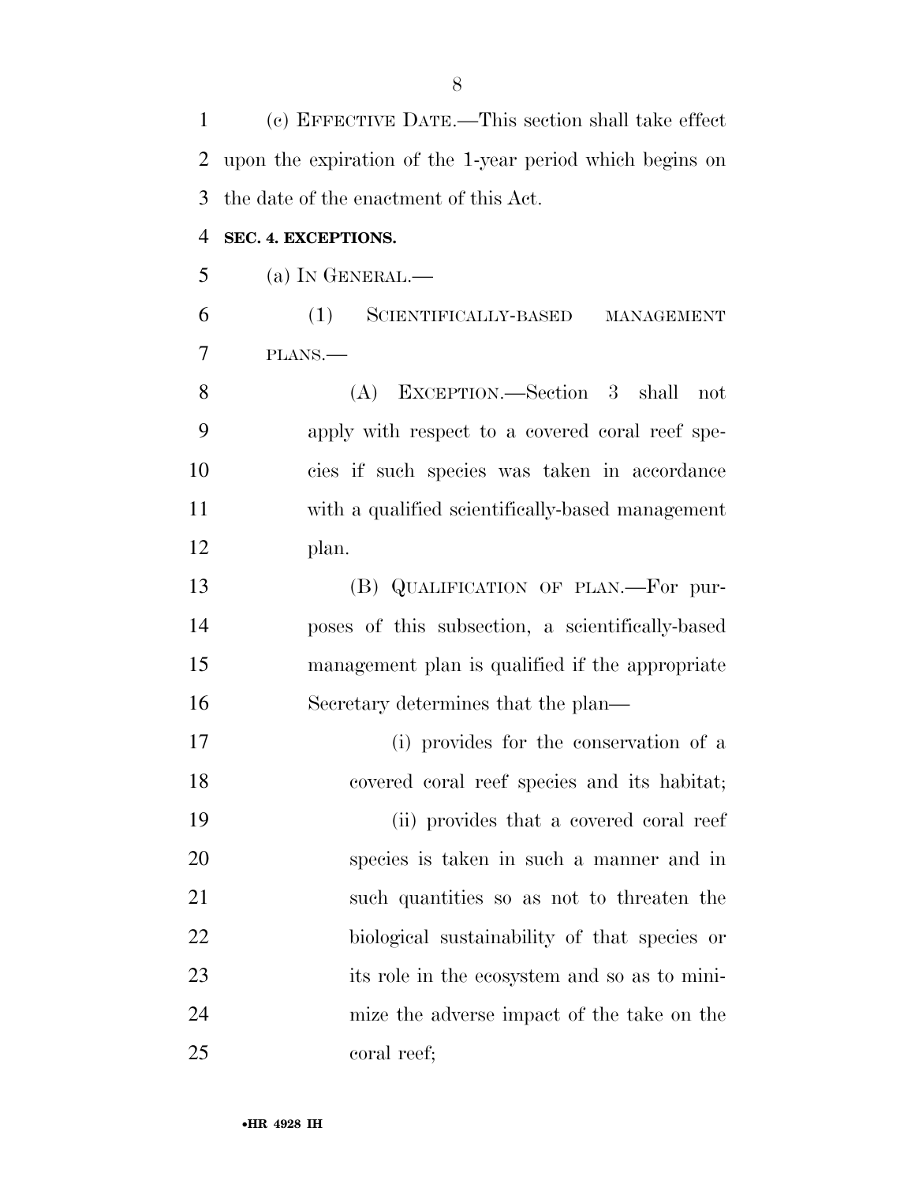(c) EFFECTIVE DATE.—This section shall take effect upon the expiration of the 1-year period which begins on the date of the enactment of this Act.

**SEC. 4. EXCEPTIONS.**

(a) IN GENERAL.—

(1) SCIENTIFICALLY-BASED MANAGEMENT PLANS.—

(A) EXCEPTION.—Section 3 shall not apply with respect to a covered coral reef species if such species was taken in accordance with a qualified scientifically-based management plan.

(B) QUALIFICATION OF PLAN.—For purposes of this subsection, a scientifically-based management plan is qualified if the appropriate Secretary determines that the plan—

(i) provides for the conservation of a covered coral reef species and its habitat;

(ii) provides that a covered coral reef species is taken in such a manner and in such quantities so as not to threaten the biological sustainability of that species or its role in the ecosystem and so as to minimize the adverse impact of the take on the coral reef;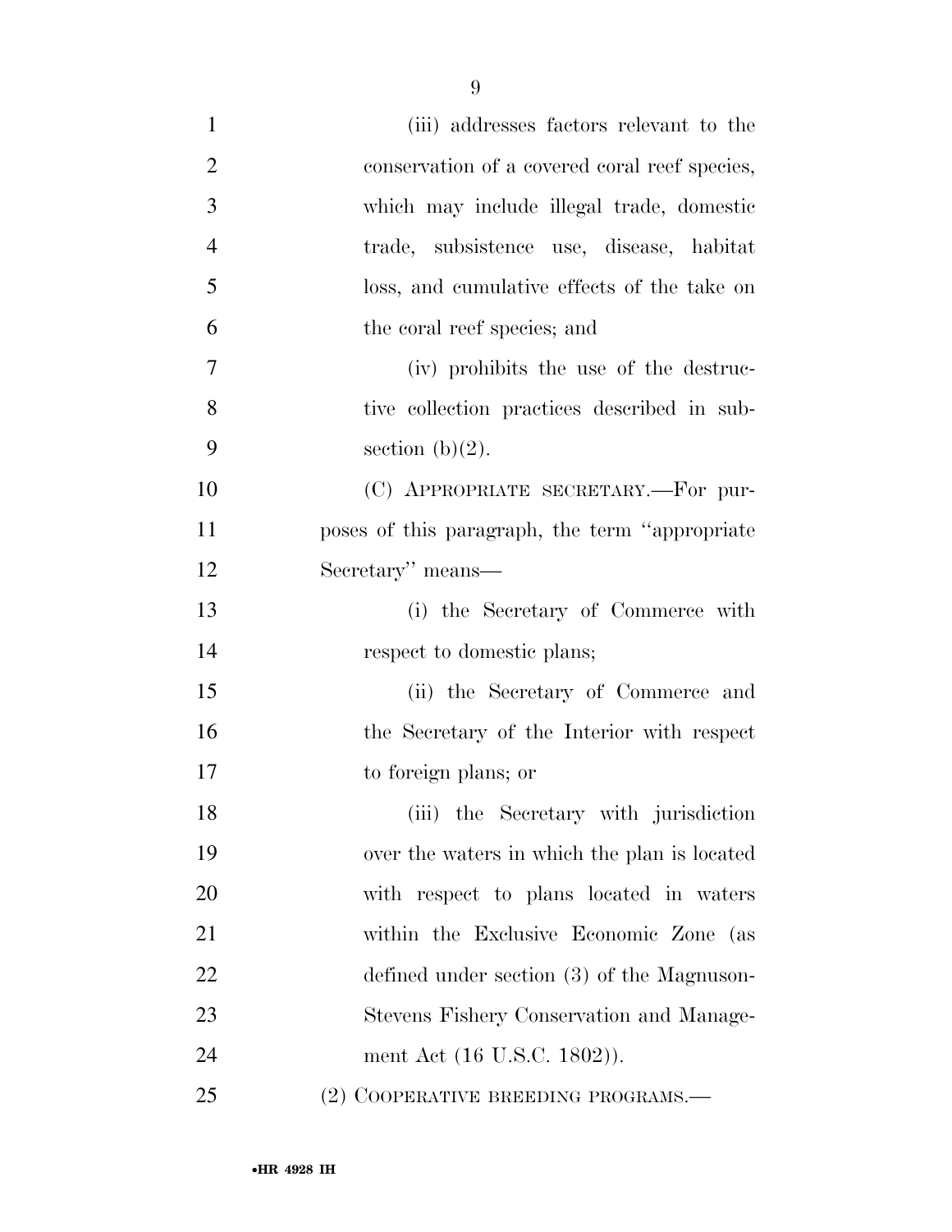(iii) addresses factors relevant to the conservation of a covered coral reef species, which may include illegal trade, domestic trade, subsistence use, disease, habitat loss, and cumulative effects of the take on the coral reef species; and

(iv) prohibits the use of the destructive collection practices described in subsection (b)(2).

(C) APPROPRIATE SECRETARY.—For purposes of this paragraph, the term ''appropriate Secretary'' means—

(i) the Secretary of Commerce with respect to domestic plans;

(ii) the Secretary of Commerce and the Secretary of the Interior with respect to foreign plans; or

(iii) the Secretary with jurisdiction over the waters in which the plan is located with respect to plans located in waters within the Exclusive Economic Zone (as defined under section (3) of the Magnuson-Stevens Fishery Conservation and Management Act (16 U.S.C. 1802)).

(2) COOPERATIVE BREEDING PROGRAMS.—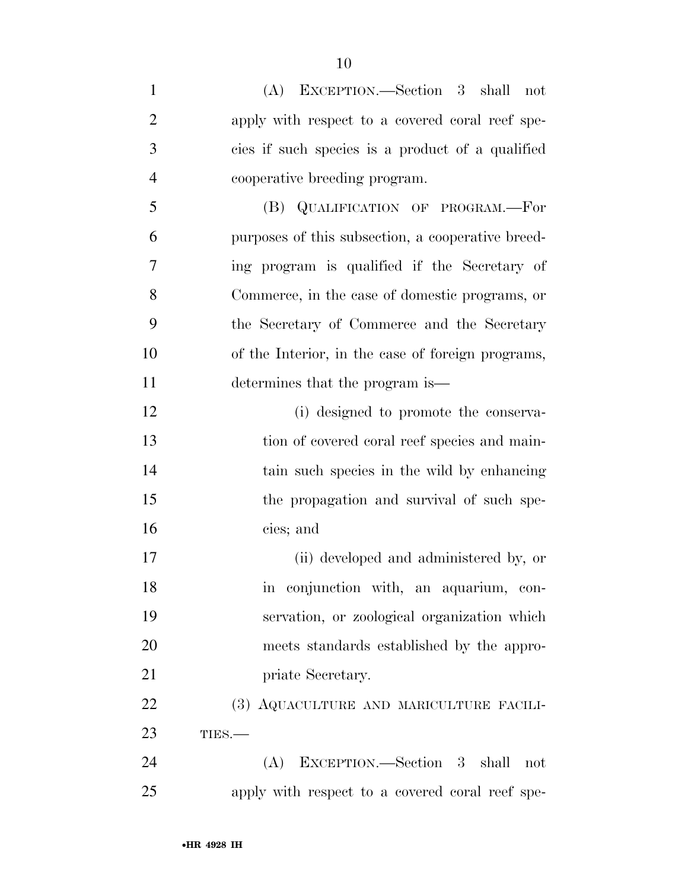(A) EXCEPTION.—Section 3 shall not apply with respect to a covered coral reef species if such species is a product of a qualified cooperative breeding program.

(B) QUALIFICATION OF PROGRAM.—For purposes of this subsection, a cooperative breeding program is qualified if the Secretary of Commerce, in the case of domestic programs, or the Secretary of Commerce and the Secretary of the Interior, in the case of foreign programs, determines that the program is—

(i) designed to promote the conservation of covered coral reef species and maintain such species in the wild by enhancing the propagation and survival of such species; and

(ii) developed and administered by, or in conjunction with, an aquarium, conservation, or zoological organization which meets standards established by the appropriate Secretary.

(3) AQUACULTURE AND MARICULTURE FACILITIES.—

(A) EXCEPTION.—Section 3 shall not apply with respect to a covered coral reef spe-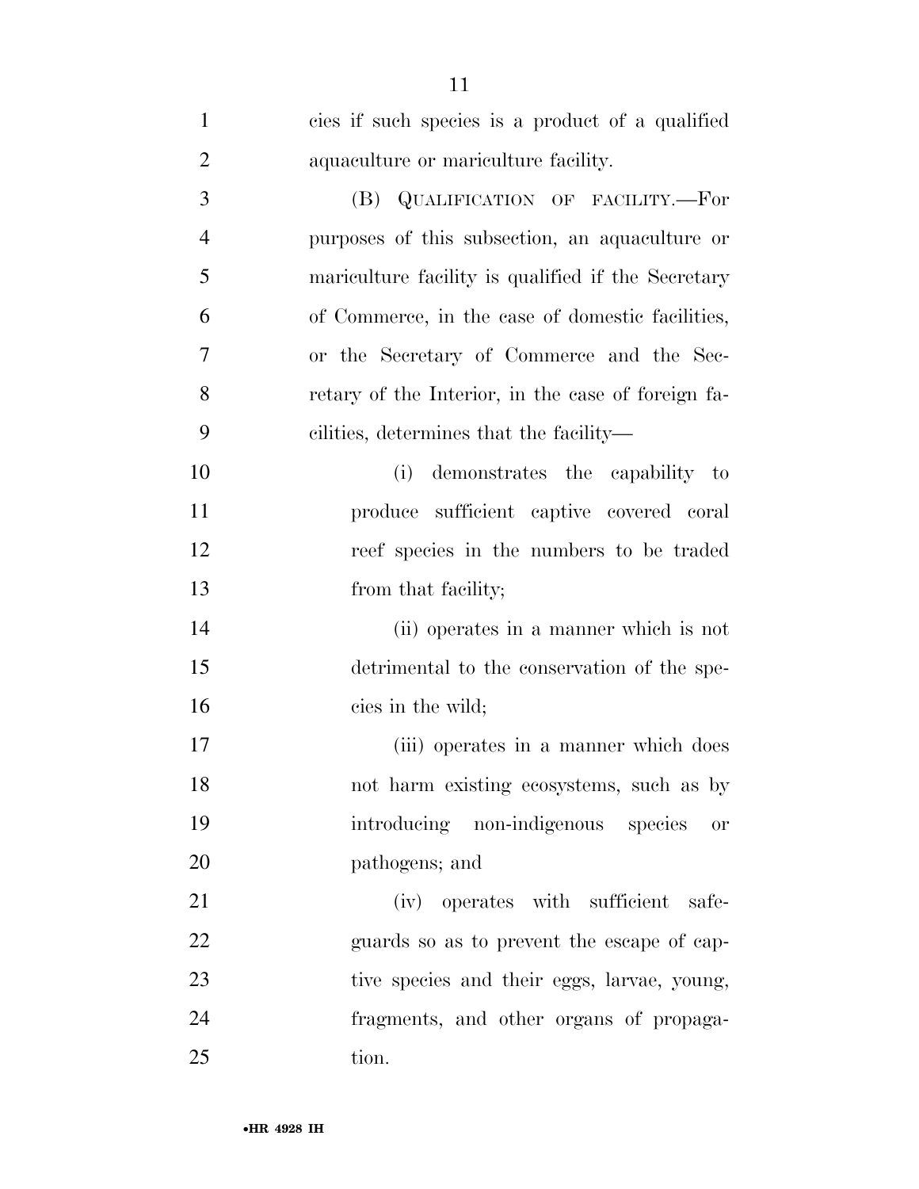cies if such species is a product of a qualified aquaculture or mariculture facility.

(B) QUALIFICATION OF FACILITY.—For purposes of this subsection, an aquaculture or mariculture facility is qualified if the Secretary of Commerce, in the case of domestic facilities, or the Secretary of Commerce and the Secretary of the Interior, in the case of foreign facilities, determines that the facility—

(i) demonstrates the capability to produce sufficient captive covered coral reef species in the numbers to be traded from that facility;

(ii) operates in a manner which is not detrimental to the conservation of the species in the wild;

(iii) operates in a manner which does not harm existing ecosystems, such as by introducing non-indigenous species or pathogens; and

(iv) operates with sufficient safeguards so as to prevent the escape of captive species and their eggs, larvae, young, fragments, and other organs of propagation.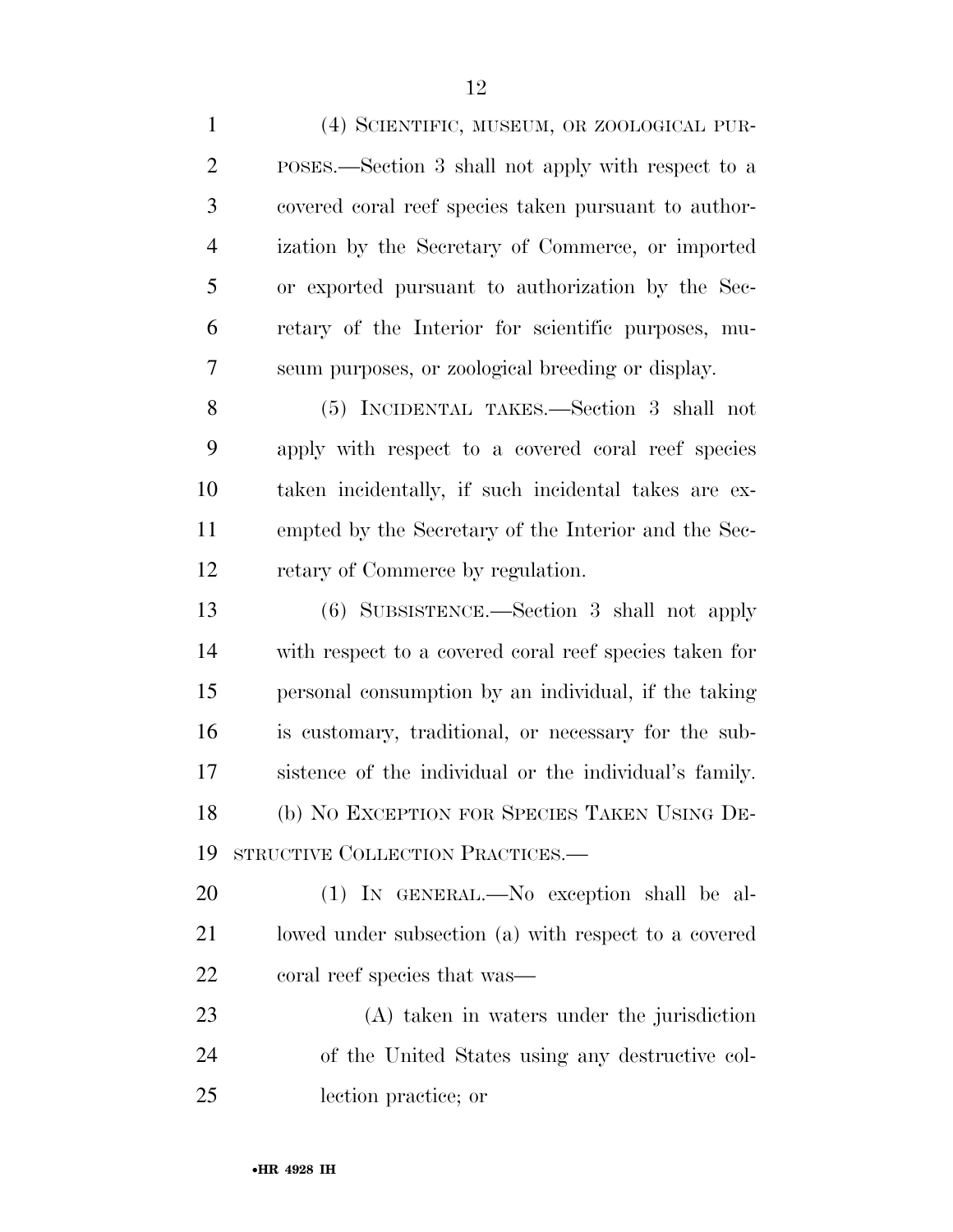(4) SCIENTIFIC, MUSEUM, OR ZOOLOGICAL PURPOSES.—Section 3 shall not apply with respect to a covered coral reef species taken pursuant to authorization by the Secretary of Commerce, or imported or exported pursuant to authorization by the Secretary of the Interior for scientific purposes, museum purposes, or zoological breeding or display.

(5) INCIDENTAL TAKES.—Section 3 shall not apply with respect to a covered coral reef species taken incidentally, if such incidental takes are exempted by the Secretary of the Interior and the Secretary of Commerce by regulation.

(6) SUBSISTENCE.—Section 3 shall not apply with respect to a covered coral reef species taken for personal consumption by an individual, if the taking is customary, traditional, or necessary for the subsistence of the individual or the individual's family.

(b) NO EXCEPTION FOR SPECIES TAKEN USING DESTRUCTIVE COLLECTION PRACTICES.—

(1) IN GENERAL.—No exception shall be allowed under subsection (a) with respect to a covered coral reef species that was—

(A) taken in waters under the jurisdiction of the United States using any destructive collection practice; or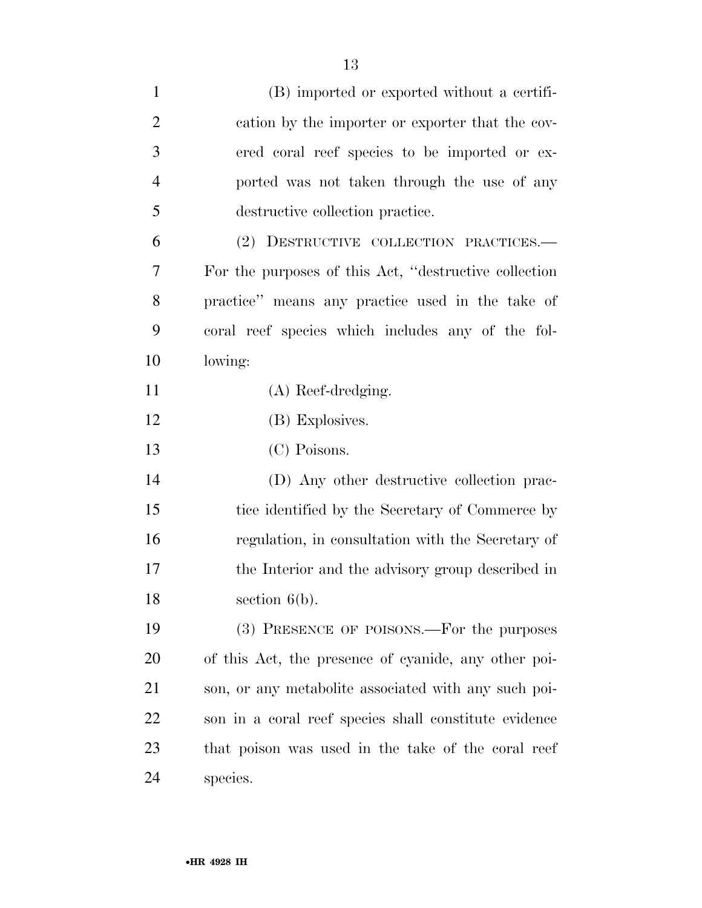(B) imported or exported without a certification by the importer or exporter that the covered coral reef species to be imported or exported was not taken through the use of any destructive collection practice.

(2) DESTRUCTIVE COLLECTION PRACTICES.—For the purposes of this Act, ''destructive collection practice'' means any practice used in the take of coral reef species which includes any of the following:

(A) Reef-dredging.

(B) Explosives.

(C) Poisons.

(D) Any other destructive collection practice identified by the Secretary of Commerce by regulation, in consultation with the Secretary of the Interior and the advisory group described in section 6(b).

(3) PRESENCE OF POISONS.—For the purposes of this Act, the presence of cyanide, any other poison, or any metabolite associated with any such poison in a coral reef species shall constitute evidence that poison was used in the take of the coral reef species.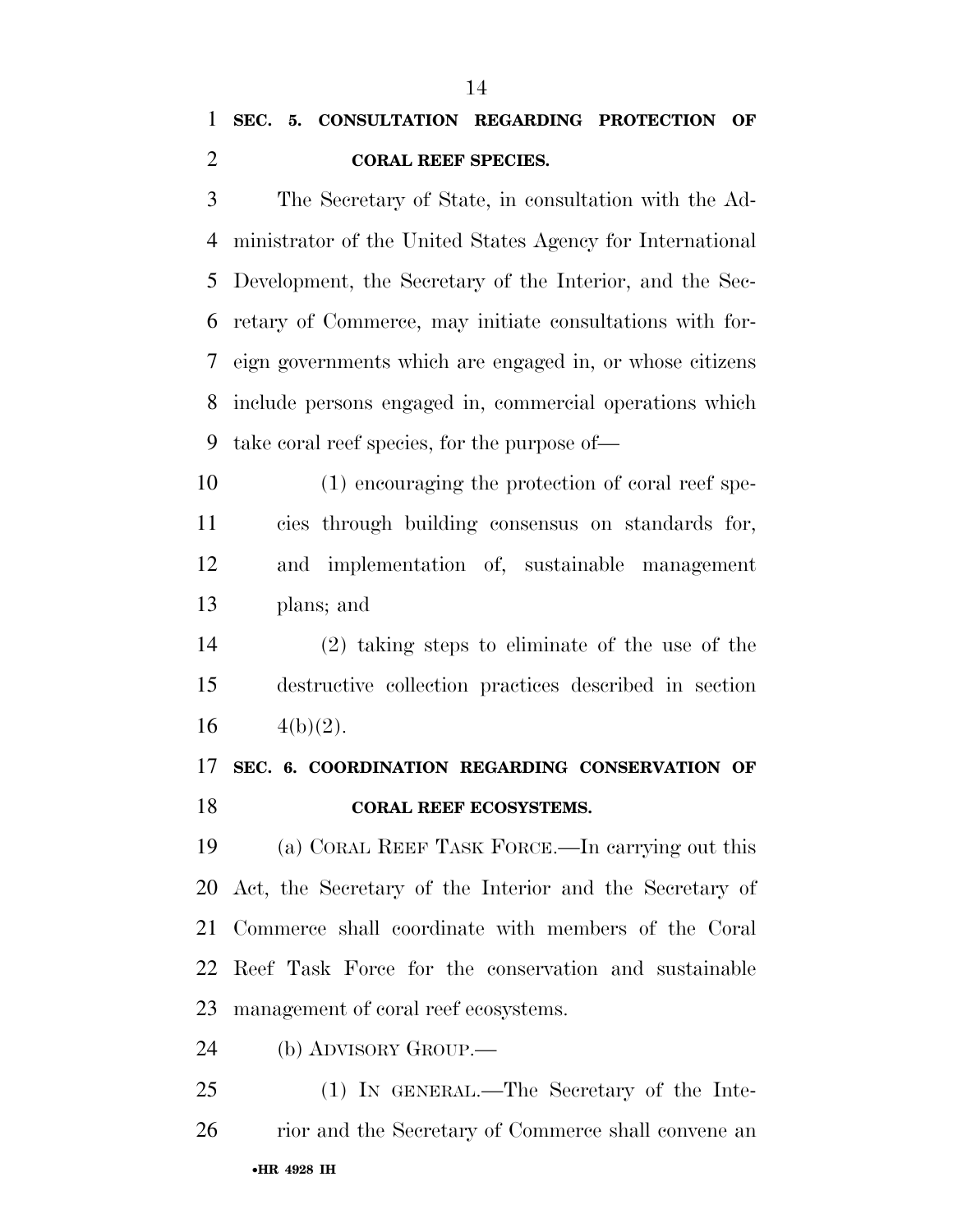**SEC. 5. CONSULTATION REGARDING PROTECTION OF CORAL REEF SPECIES.**

The Secretary of State, in consultation with the Administrator of the United States Agency for International Development, the Secretary of the Interior, and the Secretary of Commerce, may initiate consultations with foreign governments which are engaged in, or whose citizens include persons engaged in, commercial operations which take coral reef species, for the purpose of—

(1) encouraging the protection of coral reef species through building consensus on standards for, and implementation of, sustainable management plans; and

(2) taking steps to eliminate of the use of the destructive collection practices described in section 4(b)(2).

**SEC. 6. COORDINATION REGARDING CONSERVATION OF CORAL REEF ECOSYSTEMS.**

(a) CORAL REEF TASK FORCE.—In carrying out this Act, the Secretary of the Interior and the Secretary of Commerce shall coordinate with members of the Coral Reef Task Force for the conservation and sustainable management of coral reef ecosystems.

(b) ADVISORY GROUP.—

(1) IN GENERAL.—The Secretary of the Interior and the Secretary of Commerce shall convene an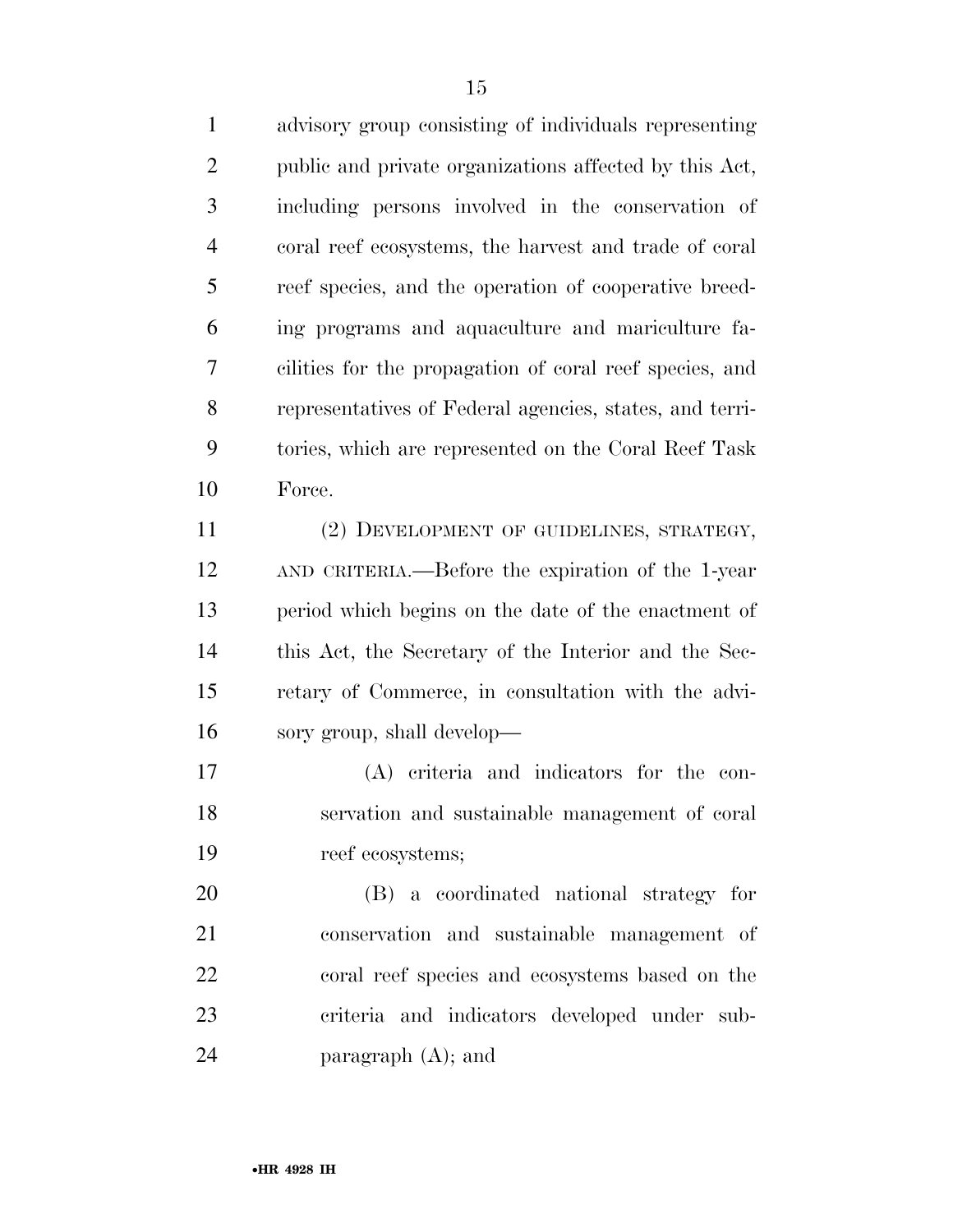advisory group consisting of individuals representing public and private organizations affected by this Act, including persons involved in the conservation of coral reef ecosystems, the harvest and trade of coral reef species, and the operation of cooperative breeding programs and aquaculture and mariculture facilities for the propagation of coral reef species, and representatives of Federal agencies, states, and territories, which are represented on the Coral Reef Task Force.

(2) DEVELOPMENT OF GUIDELINES, STRATEGY, AND CRITERIA.—Before the expiration of the 1-year period which begins on the date of the enactment of this Act, the Secretary of the Interior and the Secretary of Commerce, in consultation with the advisory group, shall develop—

(A) criteria and indicators for the conservation and sustainable management of coral reef ecosystems;

(B) a coordinated national strategy for conservation and sustainable management of coral reef species and ecosystems based on the criteria and indicators developed under subparagraph (A); and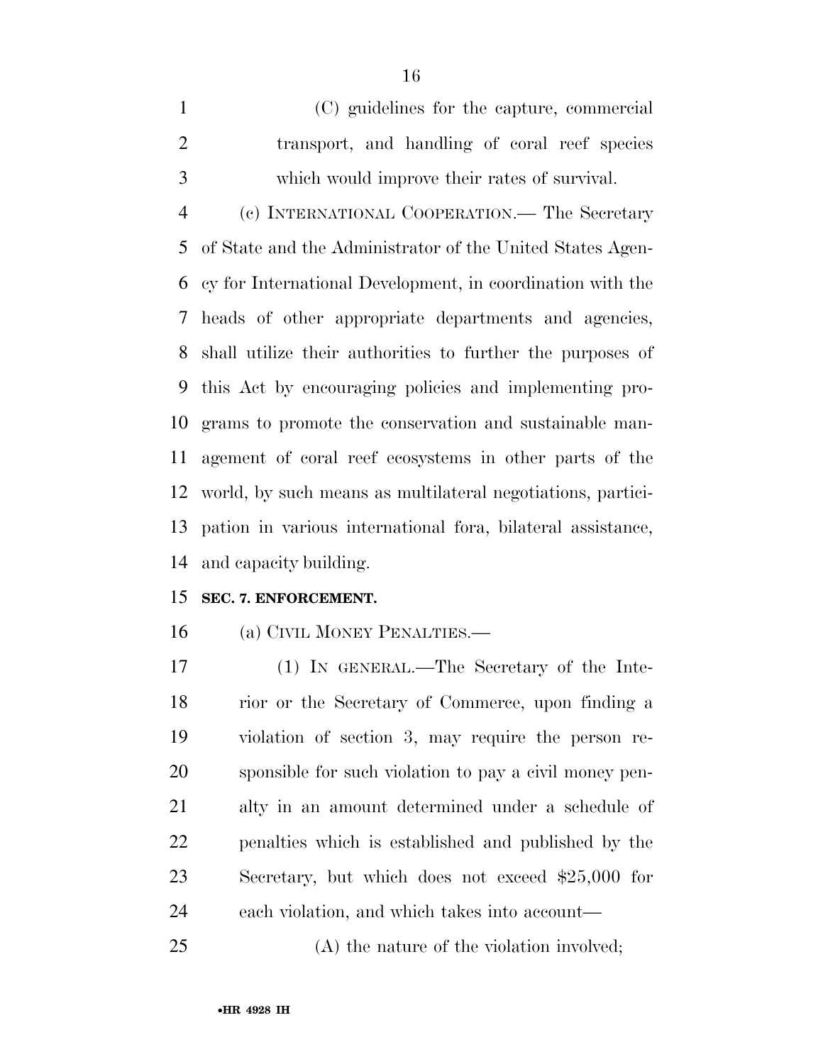(C) guidelines for the capture, commercial transport, and handling of coral reef species which would improve their rates of survival.

(c) INTERNATIONAL COOPERATION.— The Secretary of State and the Administrator of the United States Agency for International Development, in coordination with the heads of other appropriate departments and agencies, shall utilize their authorities to further the purposes of this Act by encouraging policies and implementing programs to promote the conservation and sustainable management of coral reef ecosystems in other parts of the world, by such means as multilateral negotiations, participation in various international fora, bilateral assistance, and capacity building.

**SEC. 7. ENFORCEMENT.**

(a) CIVIL MONEY PENALTIES.—

(1) IN GENERAL.—The Secretary of the Interior or the Secretary of Commerce, upon finding a violation of section 3, may require the person responsible for such violation to pay a civil money penalty in an amount determined under a schedule of penalties which is established and published by the Secretary, but which does not exceed $25,000 for each violation, and which takes into account—

(A) the nature of the violation involved;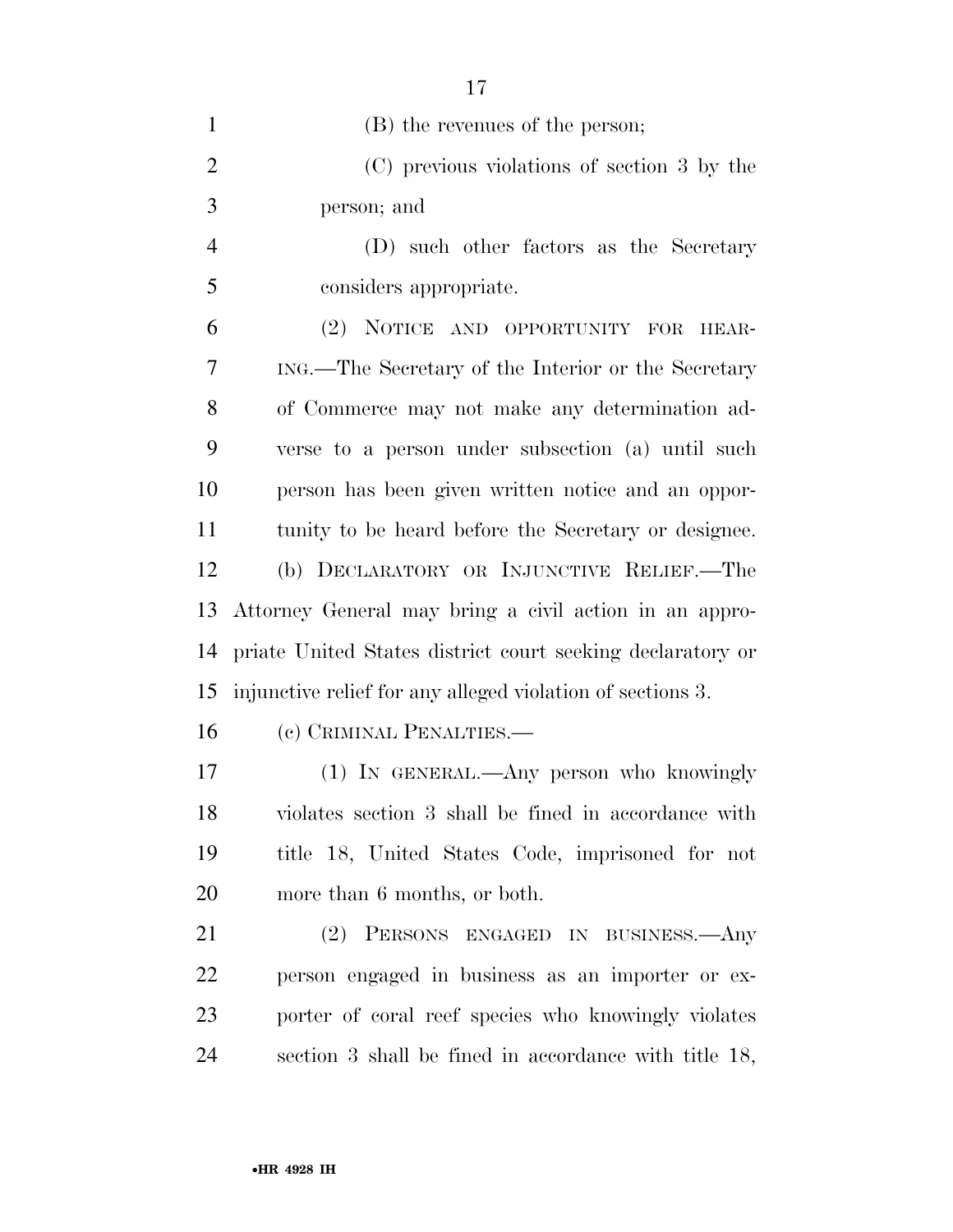(B) the revenues of the person;

(C) previous violations of section 3 by the person; and

(D) such other factors as the Secretary considers appropriate.

(2) NOTICE AND OPPORTUNITY FOR HEARING.—The Secretary of the Interior or the Secretary of Commerce may not make any determination adverse to a person under subsection (a) until such person has been given written notice and an opportunity to be heard before the Secretary or designee.

(b) DECLARATORY OR INJUNCTIVE RELIEF.—The Attorney General may bring a civil action in an appropriate United States district court seeking declaratory or injunctive relief for any alleged violation of sections 3.

(c) CRIMINAL PENALTIES.—

(1) IN GENERAL.—Any person who knowingly violates section 3 shall be fined in accordance with title 18, United States Code, imprisoned for not more than 6 months, or both.

(2) PERSONS ENGAGED IN BUSINESS.—Any person engaged in business as an importer or exporter of coral reef species who knowingly violates section 3 shall be fined in accordance with title 18,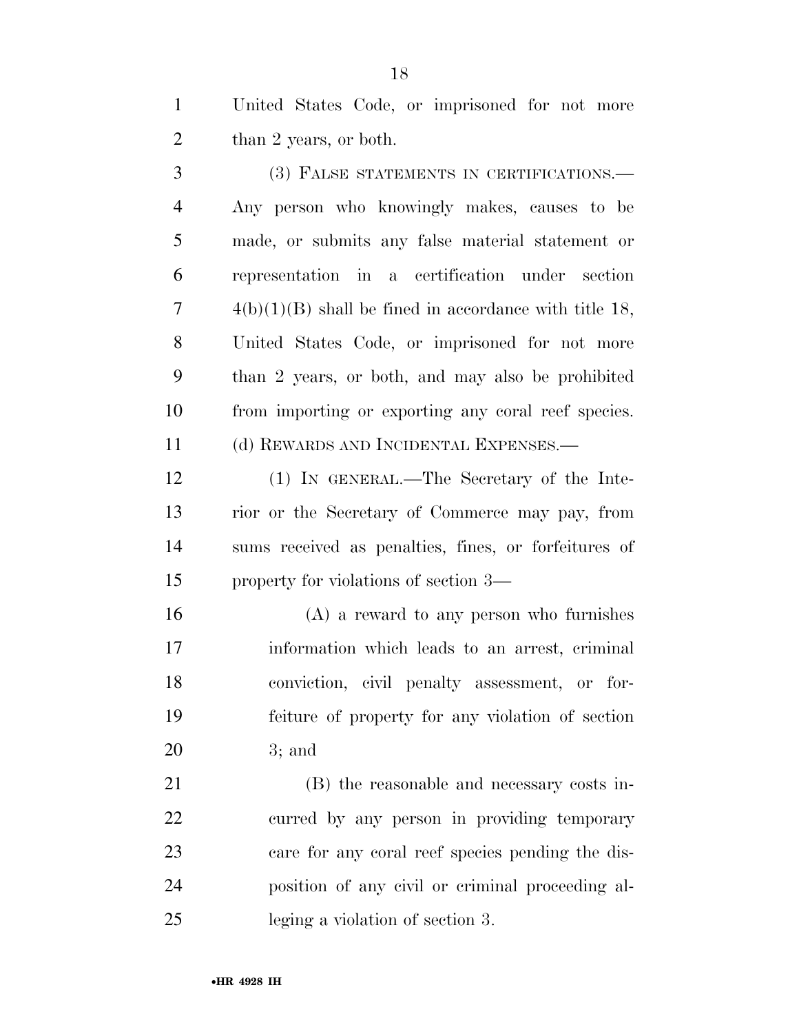United States Code, or imprisoned for not more than 2 years, or both.

(3) FALSE STATEMENTS IN CERTIFICATIONS.—Any person who knowingly makes, causes to be made, or submits any false material statement or representation in a certification under section 4(b)(1)(B) shall be fined in accordance with title 18, United States Code, or imprisoned for not more than 2 years, or both, and may also be prohibited from importing or exporting any coral reef species.

(d) REWARDS AND INCIDENTAL EXPENSES.—

(1) IN GENERAL.—The Secretary of the Interior or the Secretary of Commerce may pay, from sums received as penalties, fines, or forfeitures of property for violations of section 3—

(A) a reward to any person who furnishes information which leads to an arrest, criminal conviction, civil penalty assessment, or forfeiture of property for any violation of section 3; and

(B) the reasonable and necessary costs incurred by any person in providing temporary care for any coral reef species pending the disposition of any civil or criminal proceeding alleging a violation of section 3.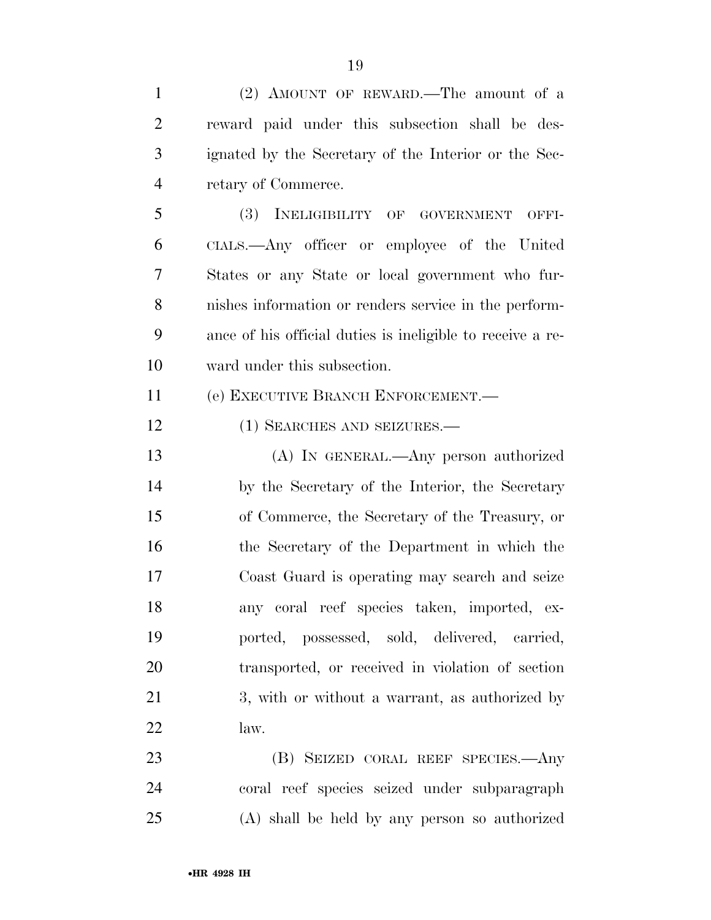(2) AMOUNT OF REWARD.—The amount of a reward paid under this subsection shall be designated by the Secretary of the Interior or the Secretary of Commerce.

(3) INELIGIBILITY OF GOVERNMENT OFFICIALS.—Any officer or employee of the United States or any State or local government who furnishes information or renders service in the performance of his official duties is ineligible to receive a reward under this subsection.

(e) EXECUTIVE BRANCH ENFORCEMENT.—

(1) SEARCHES AND SEIZURES.—

(A) IN GENERAL.—Any person authorized by the Secretary of the Interior, the Secretary of Commerce, the Secretary of the Treasury, or the Secretary of the Department in which the Coast Guard is operating may search and seize any coral reef species taken, imported, exported, possessed, sold, delivered, carried, transported, or received in violation of section 3, with or without a warrant, as authorized by law.

(B) SEIZED CORAL REEF SPECIES.—Any coral reef species seized under subparagraph (A) shall be held by any person so authorized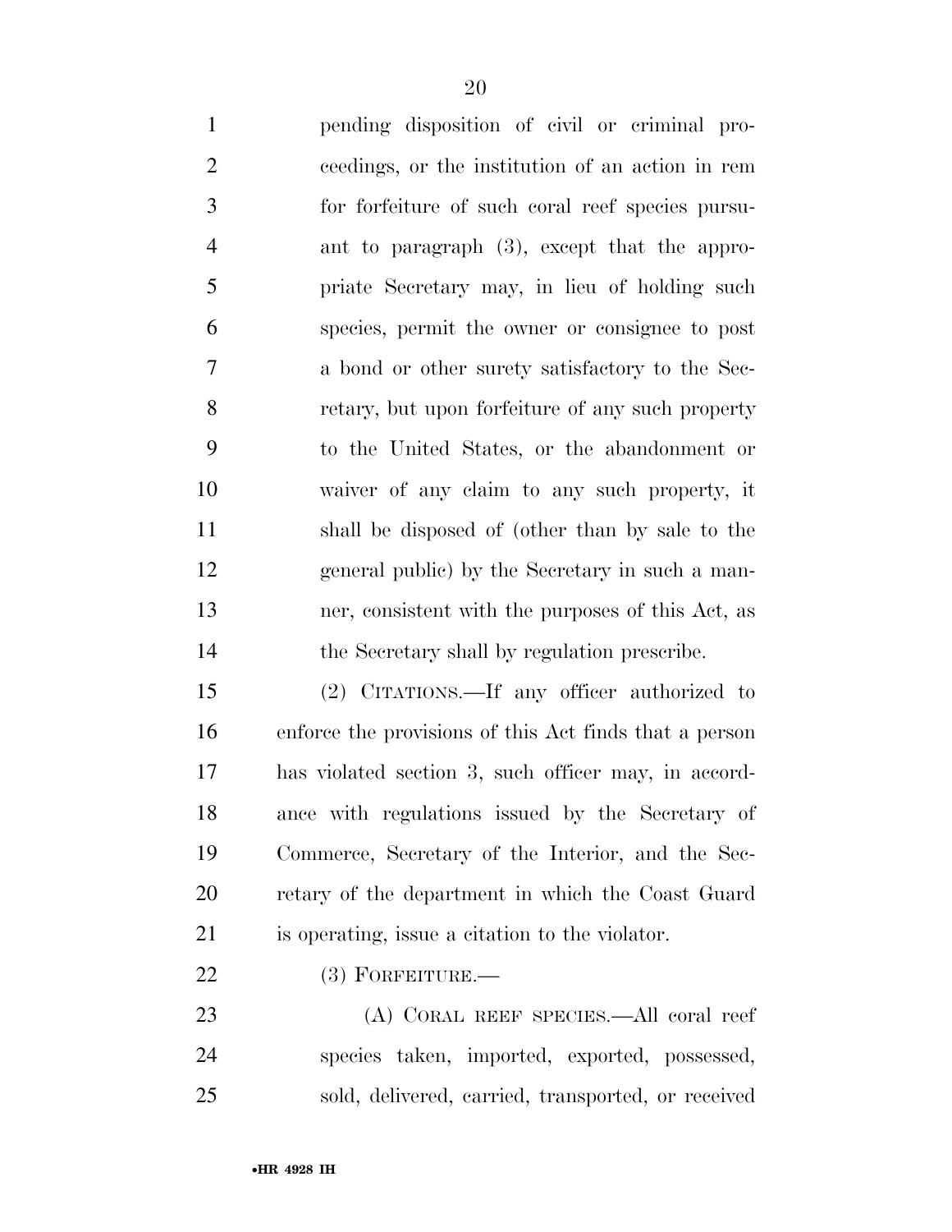pending disposition of civil or criminal proceedings, or the institution of an action in rem for forfeiture of such coral reef species pursuant to paragraph (3), except that the appropriate Secretary may, in lieu of holding such species, permit the owner or consignee to post a bond or other surety satisfactory to the Secretary, but upon forfeiture of any such property to the United States, or the abandonment or waiver of any claim to any such property, it shall be disposed of (other than by sale to the general public) by the Secretary in such a manner, consistent with the purposes of this Act, as the Secretary shall by regulation prescribe.

(2) CITATIONS.—If any officer authorized to enforce the provisions of this Act finds that a person has violated section 3, such officer may, in accordance with regulations issued by the Secretary of Commerce, Secretary of the Interior, and the Secretary of the department in which the Coast Guard is operating, issue a citation to the violator.

(3) FORFEITURE.—

(A) CORAL REEF SPECIES.—All coral reef species taken, imported, exported, possessed, sold, delivered, carried, transported, or received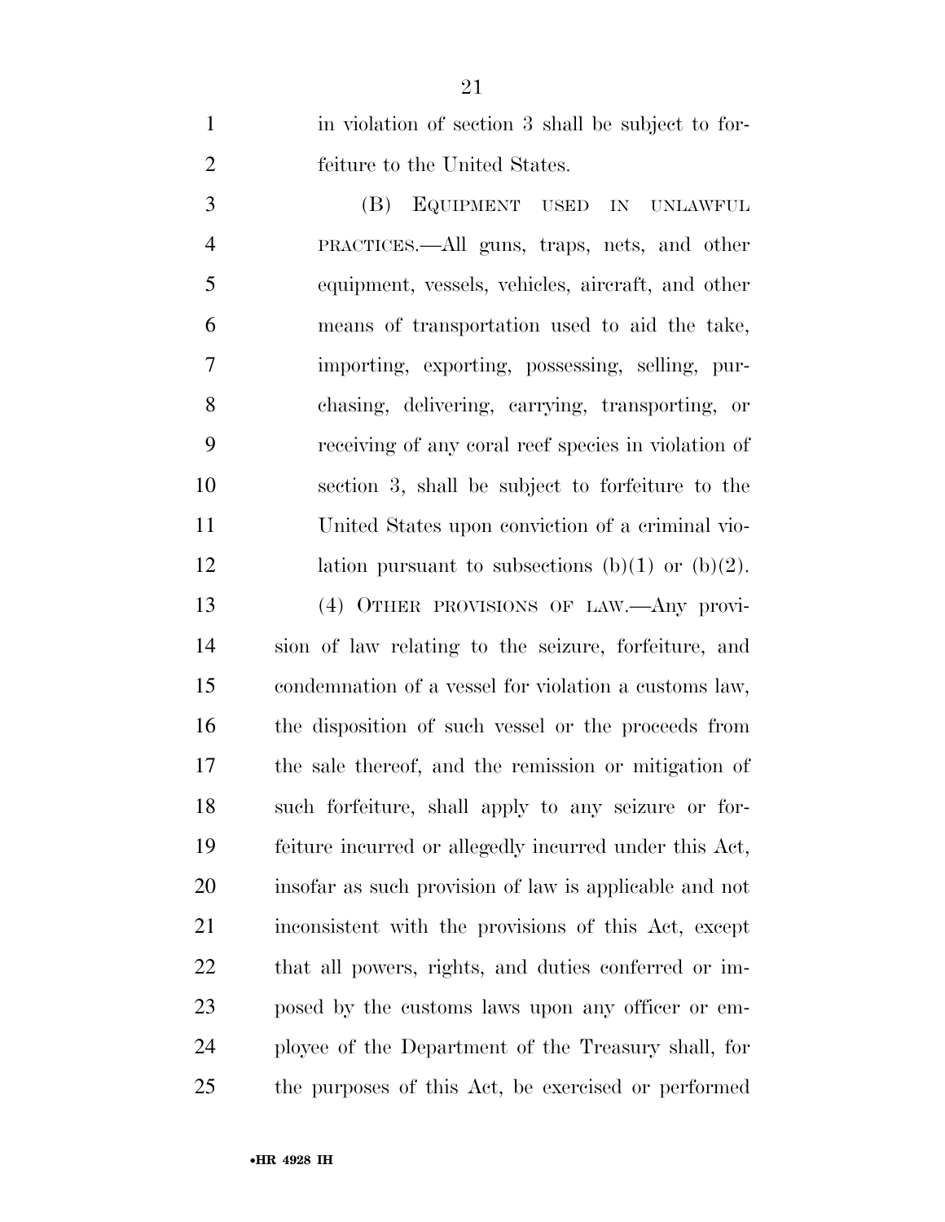in violation of section 3 shall be subject to forfeiture to the United States.

(B) EQUIPMENT USED IN UNLAWFUL PRACTICES.—All guns, traps, nets, and other equipment, vessels, vehicles, aircraft, and other means of transportation used to aid the take, importing, exporting, possessing, selling, purchasing, delivering, carrying, transporting, or receiving of any coral reef species in violation of section 3, shall be subject to forfeiture to the United States upon conviction of a criminal violation pursuant to subsections (b)(1) or (b)(2).

(4) OTHER PROVISIONS OF LAW.—Any provision of law relating to the seizure, forfeiture, and condemnation of a vessel for violation a customs law, the disposition of such vessel or the proceeds from the sale thereof, and the remission or mitigation of such forfeiture, shall apply to any seizure or forfeiture incurred or allegedly incurred under this Act, insofar as such provision of law is applicable and not inconsistent with the provisions of this Act, except that all powers, rights, and duties conferred or imposed by the customs laws upon any officer or employee of the Department of the Treasury shall, for the purposes of this Act, be exercised or performed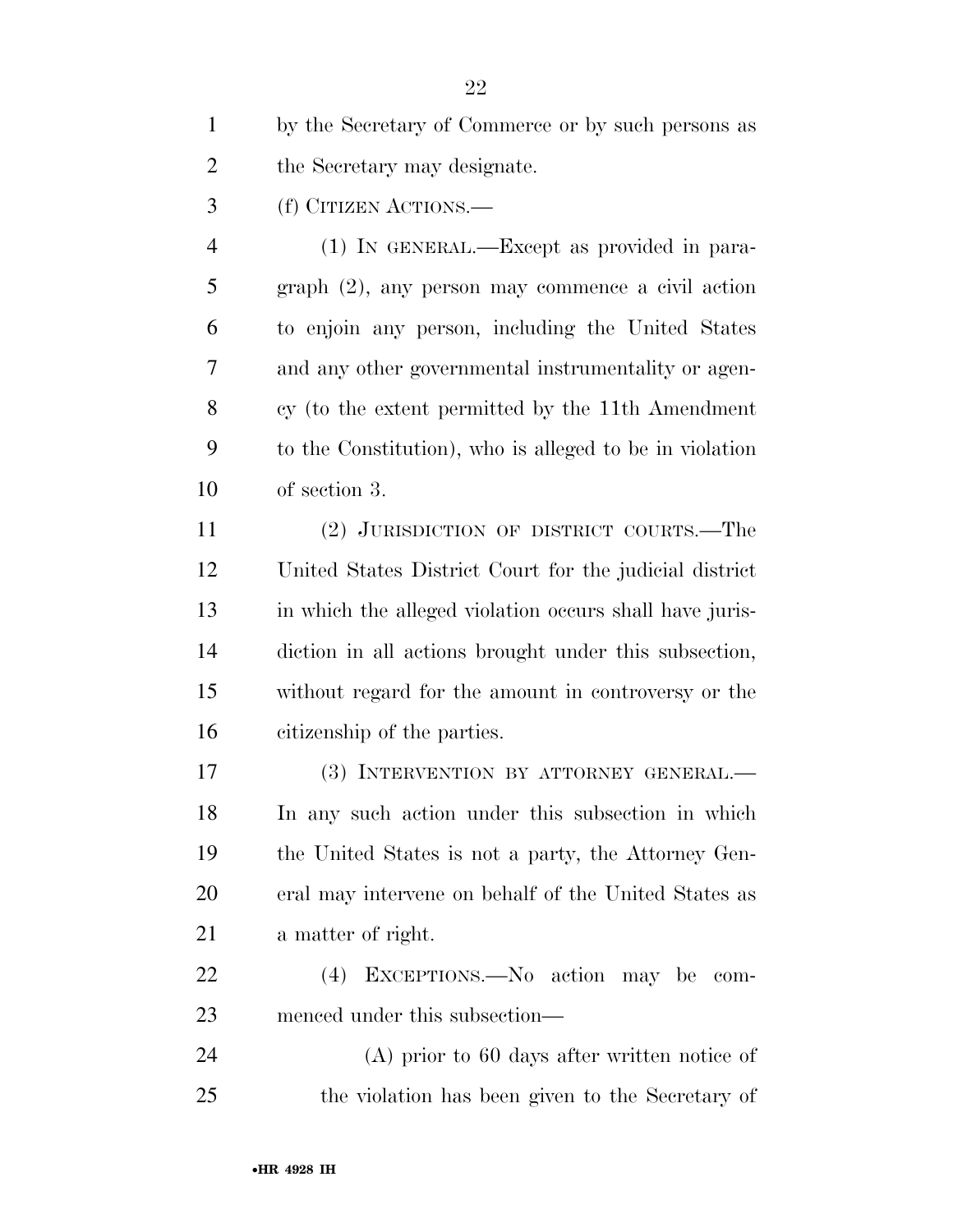by the Secretary of Commerce or by such persons as the Secretary may designate.

(f) CITIZEN ACTIONS.—

(1) IN GENERAL.—Except as provided in paragraph (2), any person may commence a civil action to enjoin any person, including the United States and any other governmental instrumentality or agency (to the extent permitted by the 11th Amendment to the Constitution), who is alleged to be in violation of section 3.

(2) JURISDICTION OF DISTRICT COURTS.—The United States District Court for the judicial district in which the alleged violation occurs shall have jurisdiction in all actions brought under this subsection, without regard for the amount in controversy or the citizenship of the parties.

(3) INTERVENTION BY ATTORNEY GENERAL.—In any such action under this subsection in which the United States is not a party, the Attorney General may intervene on behalf of the United States as a matter of right.

(4) EXCEPTIONS.—No action may be commenced under this subsection—

(A) prior to 60 days after written notice of the violation has been given to the Secretary of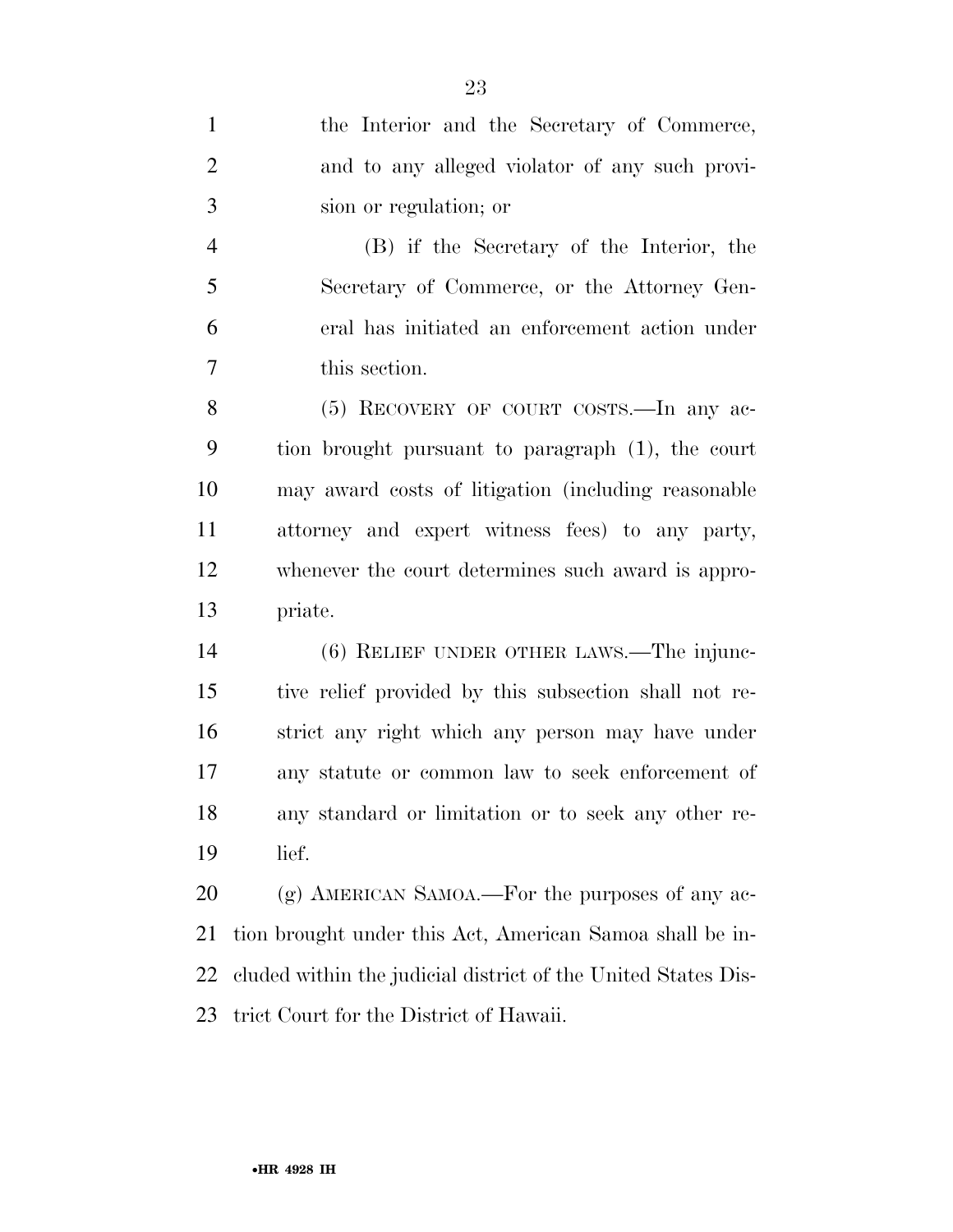the Interior and the Secretary of Commerce, and to any alleged violator of any such provision or regulation; or

(B) if the Secretary of the Interior, the Secretary of Commerce, or the Attorney General has initiated an enforcement action under this section.

(5) RECOVERY OF COURT COSTS.—In any action brought pursuant to paragraph (1), the court may award costs of litigation (including reasonable attorney and expert witness fees) to any party, whenever the court determines such award is appropriate.

(6) RELIEF UNDER OTHER LAWS.—The injunctive relief provided by this subsection shall not restrict any right which any person may have under any statute or common law to seek enforcement of any standard or limitation or to seek any other relief.

(g) AMERICAN SAMOA.—For the purposes of any action brought under this Act, American Samoa shall be included within the judicial district of the United States District Court for the District of Hawaii.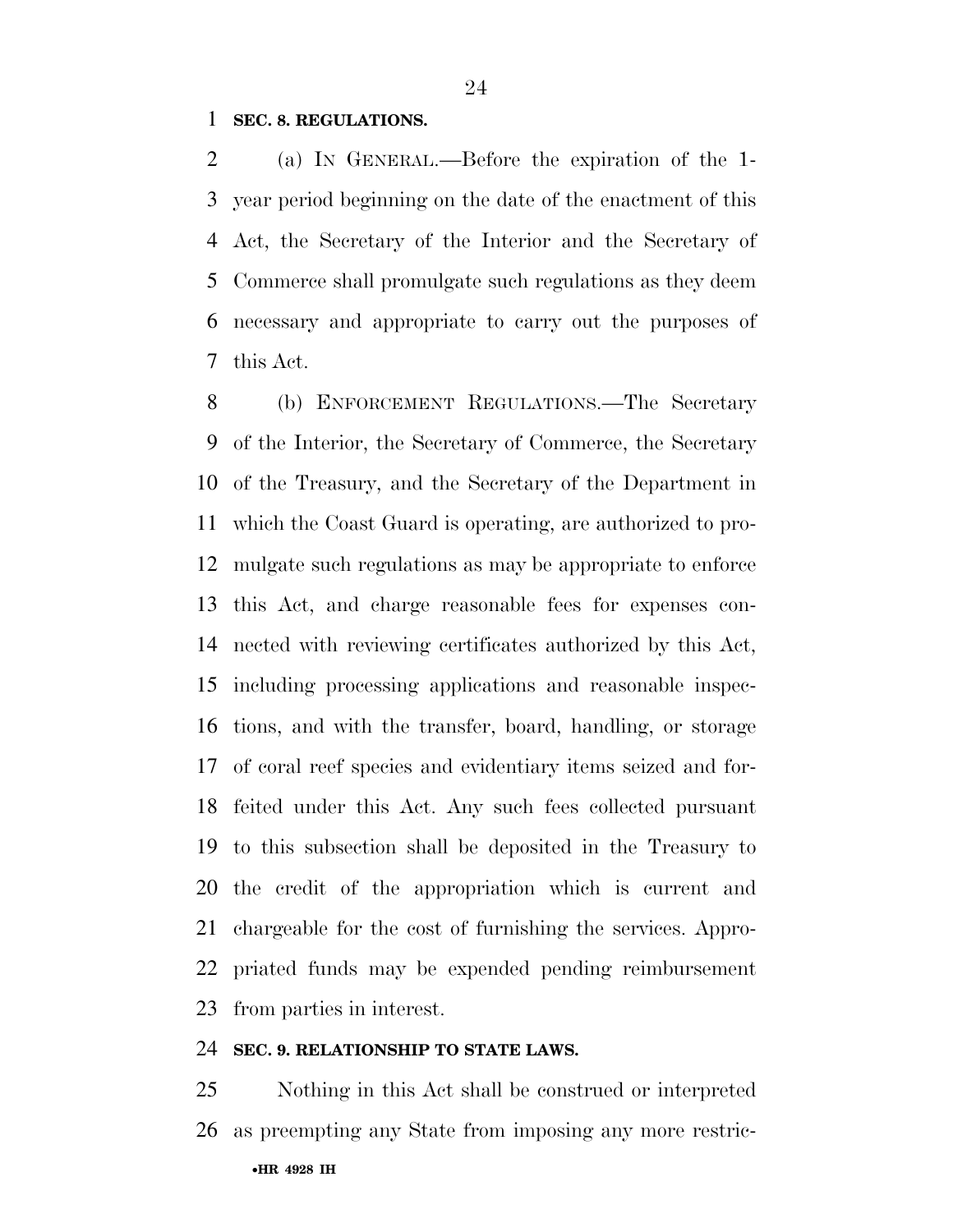**SEC. 8. REGULATIONS.**

(a) IN GENERAL.—Before the expiration of the 1-year period beginning on the date of the enactment of this Act, the Secretary of the Interior and the Secretary of Commerce shall promulgate such regulations as they deem necessary and appropriate to carry out the purposes of this Act.

(b) ENFORCEMENT REGULATIONS.—The Secretary of the Interior, the Secretary of Commerce, the Secretary of the Treasury, and the Secretary of the Department in which the Coast Guard is operating, are authorized to promulgate such regulations as may be appropriate to enforce this Act, and charge reasonable fees for expenses connected with reviewing certificates authorized by this Act, including processing applications and reasonable inspections, and with the transfer, board, handling, or storage of coral reef species and evidentiary items seized and forfeited under this Act. Any such fees collected pursuant to this subsection shall be deposited in the Treasury to the credit of the appropriation which is current and chargeable for the cost of furnishing the services. Appropriated funds may be expended pending reimbursement from parties in interest.

**SEC. 9. RELATIONSHIP TO STATE LAWS.**

Nothing in this Act shall be construed or interpreted as preempting any State from imposing any more restric-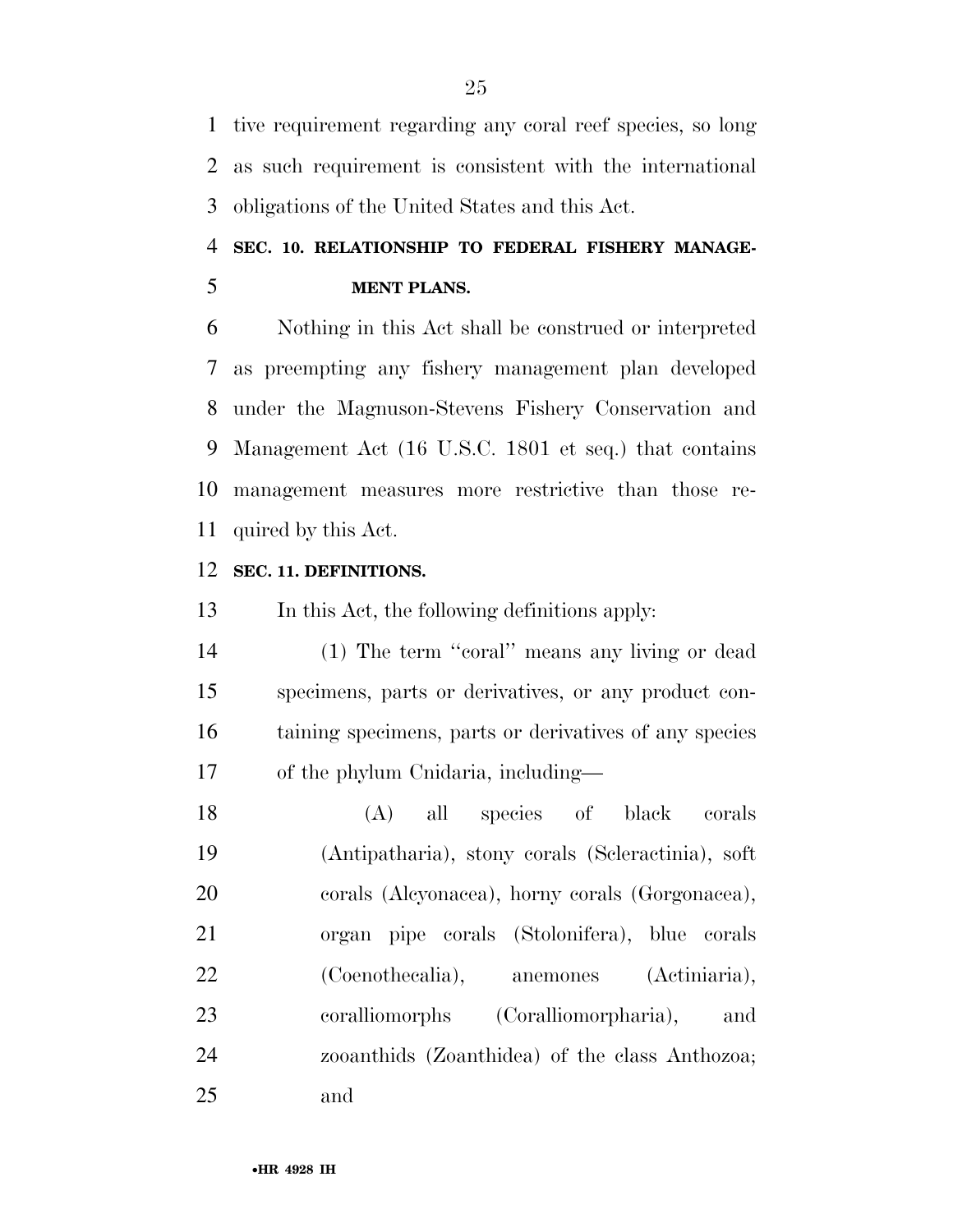tive requirement regarding any coral reef species, so long as such requirement is consistent with the international obligations of the United States and this Act.

## SEC. 10. RELATIONSHIP TO FEDERAL FISHERY MANAGEMENT PLANS.

Nothing in this Act shall be construed or interpreted as preempting any fishery management plan developed under the Magnuson-Stevens Fishery Conservation and Management Act (16 U.S.C. 1801 et seq.) that contains management measures more restrictive than those required by this Act.

## SEC. 11. DEFINITIONS.

In this Act, the following definitions apply:

(1) The term ''coral'' means any living or dead specimens, parts or derivatives, or any product containing specimens, parts or derivatives of any species of the phylum Cnidaria, including—

(A) all species of black corals (Antipatharia), stony corals (Scleractinia), soft corals (Alcyonacea), horny corals (Gorgonacea), organ pipe corals (Stolonifera), blue corals (Coenothecalia), anemones (Actiniaria), coralliomorphs (Coralliomorpharia), and zooanthids (Zoanthidea) of the class Anthozoa; and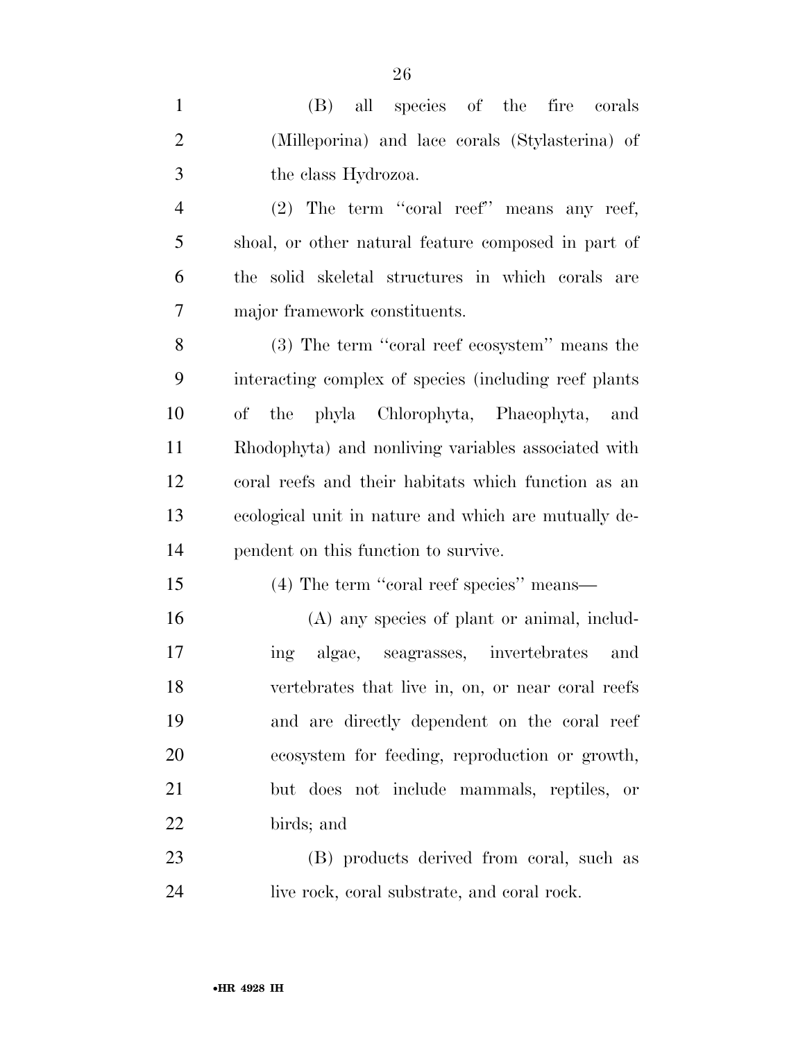(B) all species of the fire corals (Milleporina) and lace corals (Stylasterina) of the class Hydrozoa.

(2) The term ''coral reef'' means any reef, shoal, or other natural feature composed in part of the solid skeletal structures in which corals are major framework constituents.

(3) The term ''coral reef ecosystem'' means the interacting complex of species (including reef plants of the phyla Chlorophyta, Phaeophyta, and Rhodophyta) and nonliving variables associated with coral reefs and their habitats which function as an ecological unit in nature and which are mutually dependent on this function to survive.

(4) The term ''coral reef species'' means—

(A) any species of plant or animal, including algae, seagrasses, invertebrates and vertebrates that live in, on, or near coral reefs and are directly dependent on the coral reef ecosystem for feeding, reproduction or growth, but does not include mammals, reptiles, or birds; and

(B) products derived from coral, such as live rock, coral substrate, and coral rock.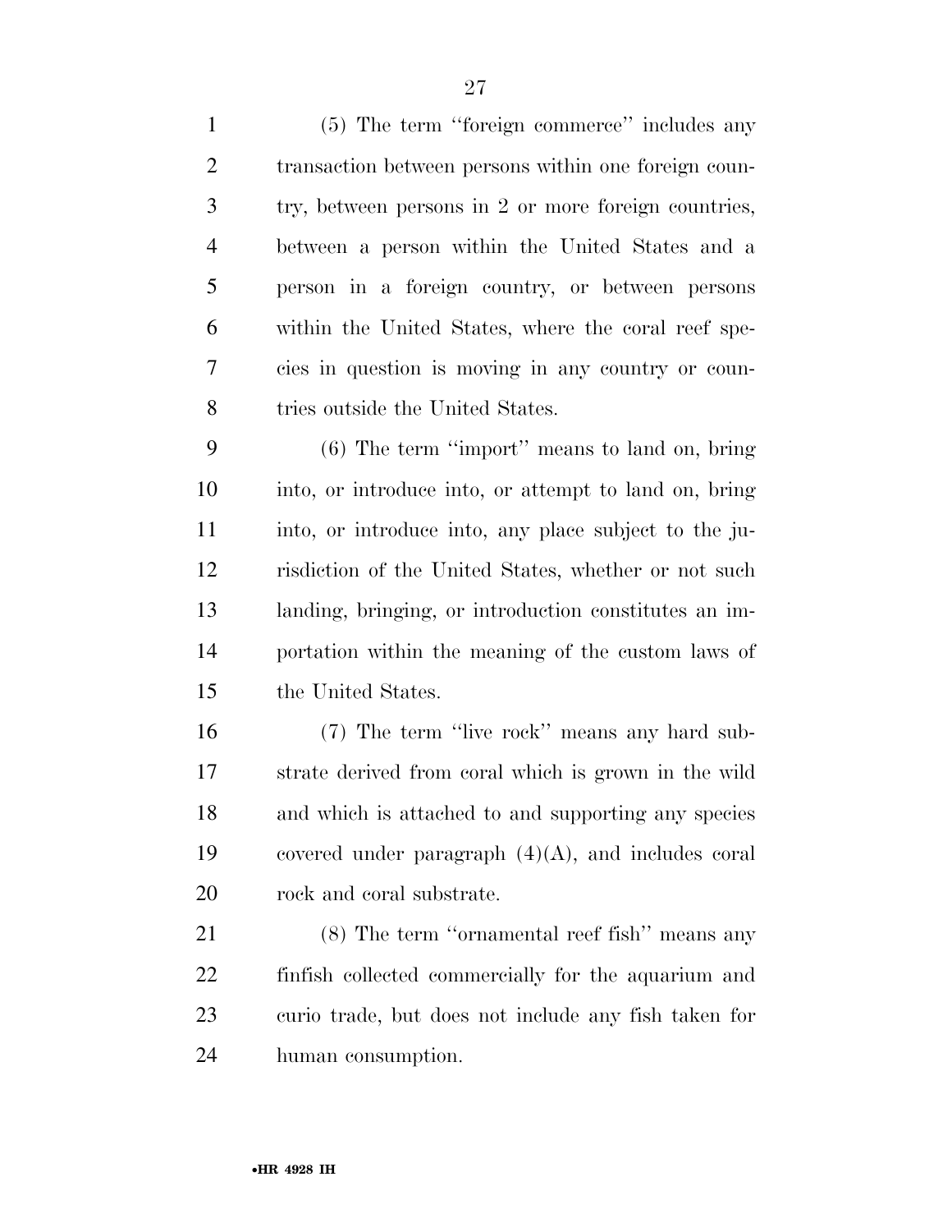(5) The term ''foreign commerce'' includes any transaction between persons within one foreign country, between persons in 2 or more foreign countries, between a person within the United States and a person in a foreign country, or between persons within the United States, where the coral reef species in question is moving in any country or countries outside the United States.

(6) The term ''import'' means to land on, bring into, or introduce into, or attempt to land on, bring into, or introduce into, any place subject to the jurisdiction of the United States, whether or not such landing, bringing, or introduction constitutes an importation within the meaning of the custom laws of the United States.

(7) The term ''live rock'' means any hard substrate derived from coral which is grown in the wild and which is attached to and supporting any species covered under paragraph (4)(A), and includes coral rock and coral substrate.

(8) The term ''ornamental reef fish'' means any finfish collected commercially for the aquarium and curio trade, but does not include any fish taken for human consumption.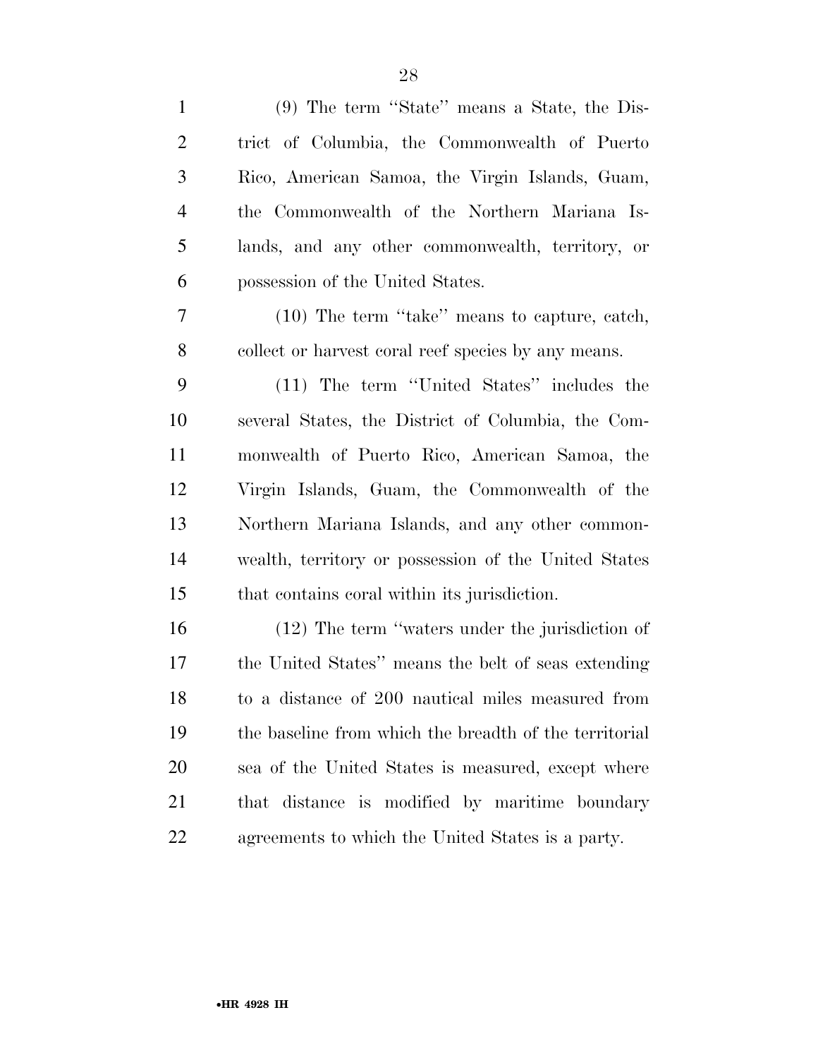(9) The term ''State'' means a State, the District of Columbia, the Commonwealth of Puerto Rico, American Samoa, the Virgin Islands, Guam, the Commonwealth of the Northern Mariana Islands, and any other commonwealth, territory, or possession of the United States.

(10) The term ''take'' means to capture, catch, collect or harvest coral reef species by any means.

(11) The term ''United States'' includes the several States, the District of Columbia, the Commonwealth of Puerto Rico, American Samoa, the Virgin Islands, Guam, the Commonwealth of the Northern Mariana Islands, and any other commonwealth, territory or possession of the United States that contains coral within its jurisdiction.

(12) The term ''waters under the jurisdiction of the United States'' means the belt of seas extending to a distance of 200 nautical miles measured from the baseline from which the breadth of the territorial sea of the United States is measured, except where that distance is modified by maritime boundary agreements to which the United States is a party.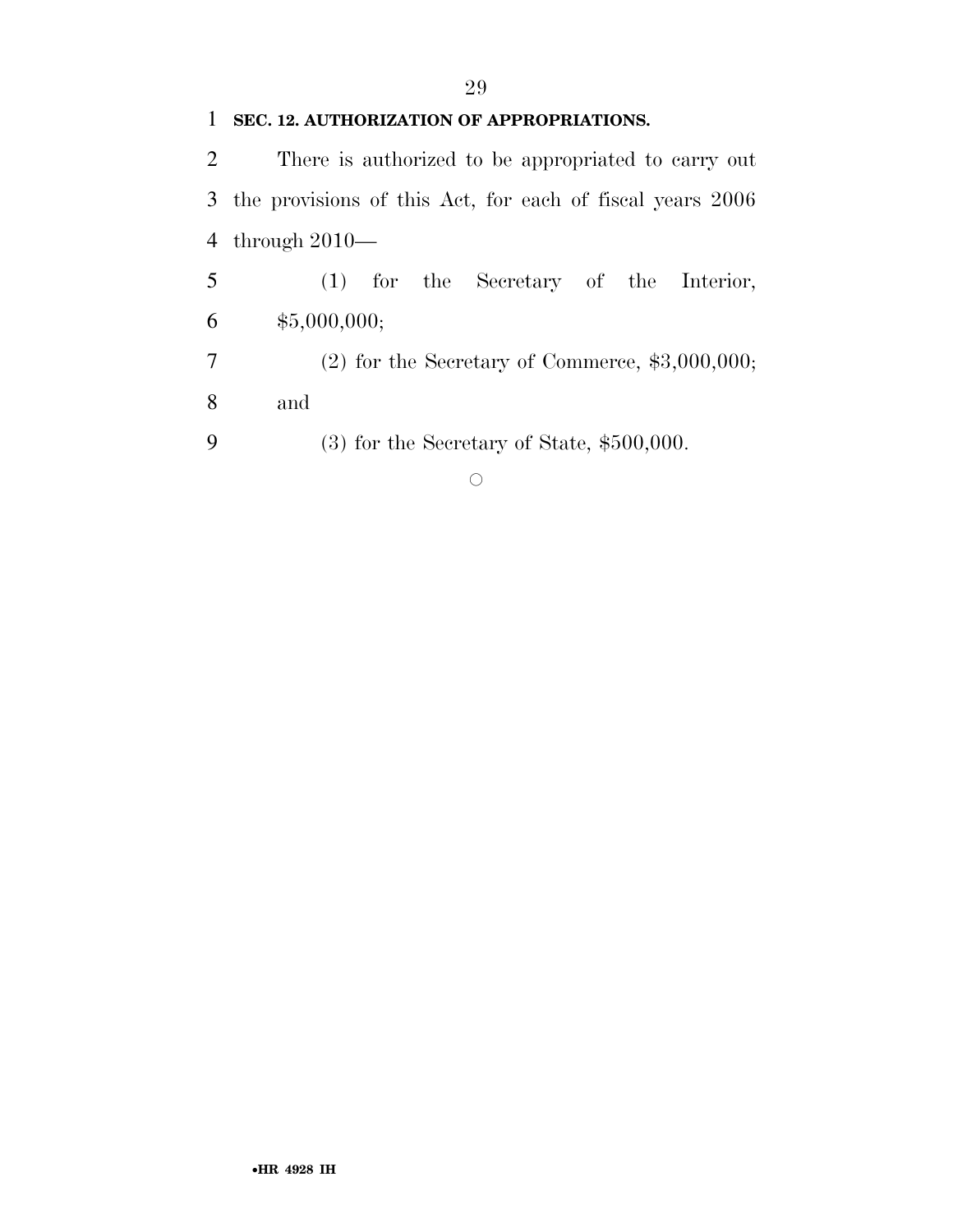**SEC. 12. AUTHORIZATION OF APPROPRIATIONS.**

There is authorized to be appropriated to carry out the provisions of this Act, for each of fiscal years 2006 through 2010—

(1) for the Secretary of the Interior, $5,000,000;

(2) for the Secretary of Commerce, $3,000,000; and

(3) for the Secretary of State, $500,000.

○